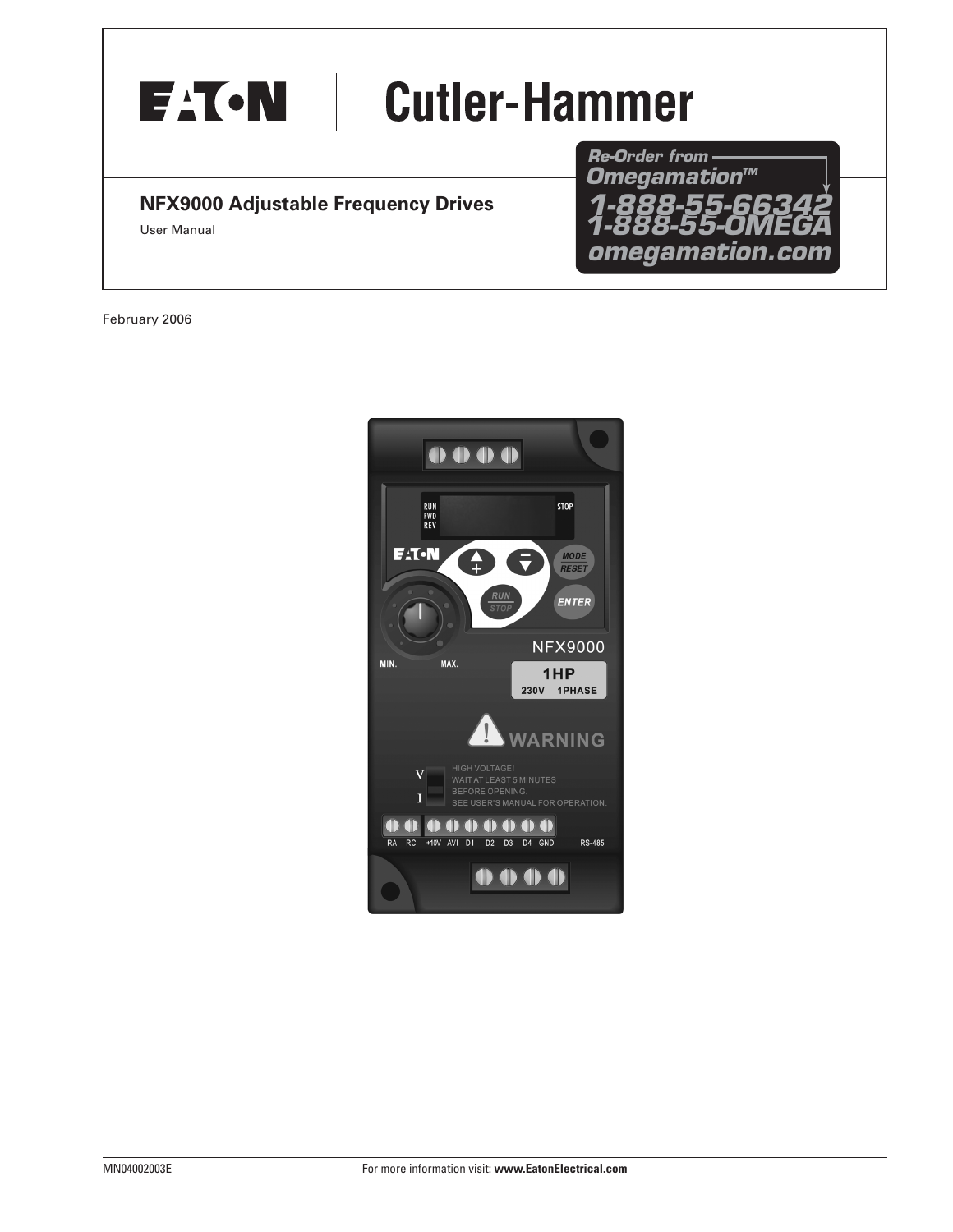EATON | Cutler-Hammer

# NFX9000 Adjustable Frequency Drives

User Manual

Re-Order from Omegamation™
1-888-55-66342
1-888-55-OMEGA
omegamation.com

February 2006

MN04002003E

For more information visit: **www.EatonElectrical.com**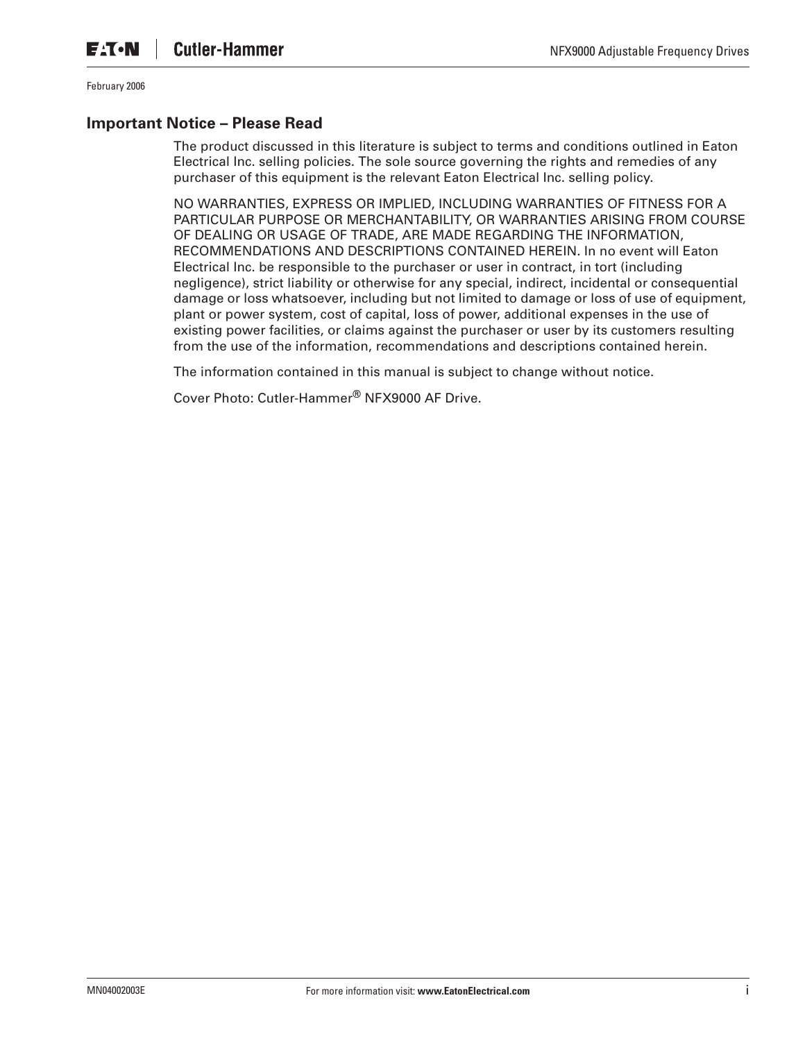February 2006

## Important Notice – Please Read

The product discussed in this literature is subject to terms and conditions outlined in Eaton Electrical Inc. selling policies. The sole source governing the rights and remedies of any purchaser of this equipment is the relevant Eaton Electrical Inc. selling policy.

NO WARRANTIES, EXPRESS OR IMPLIED, INCLUDING WARRANTIES OF FITNESS FOR A PARTICULAR PURPOSE OR MERCHANTABILITY, OR WARRANTIES ARISING FROM COURSE OF DEALING OR USAGE OF TRADE, ARE MADE REGARDING THE INFORMATION, RECOMMENDATIONS AND DESCRIPTIONS CONTAINED HEREIN. In no event will Eaton Electrical Inc. be responsible to the purchaser or user in contract, in tort (including negligence), strict liability or otherwise for any special, indirect, incidental or consequential damage or loss whatsoever, including but not limited to damage or loss of use of equipment, plant or power system, cost of capital, loss of power, additional expenses in the use of existing power facilities, or claims against the purchaser or user by its customers resulting from the use of the information, recommendations and descriptions contained herein.

The information contained in this manual is subject to change without notice.

Cover Photo: Cutler-Hammer® NFX9000 AF Drive.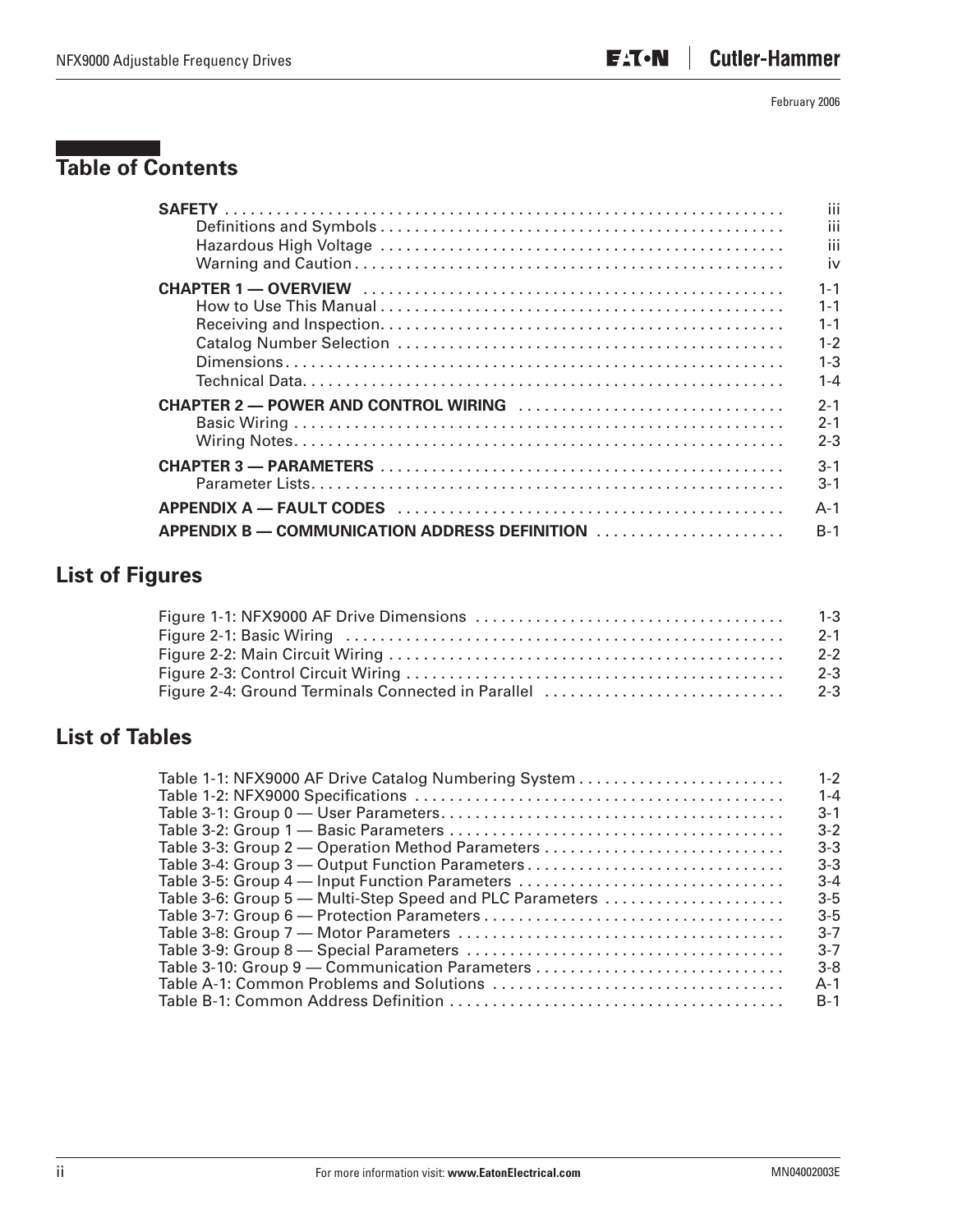## Table of Contents

| | |
|---|---|
| **SAFETY** | iii |
| Definitions and Symbols | iii |
| Hazardous High Voltage | iii |
| Warning and Caution | iv |
| **CHAPTER 1 — OVERVIEW** | 1-1 |
| How to Use This Manual | 1-1 |
| Receiving and Inspection | 1-1 |
| Catalog Number Selection | 1-2 |
| Dimensions | 1-3 |
| Technical Data | 1-4 |
| **CHAPTER 2 — POWER AND CONTROL WIRING** | 2-1 |
| Basic Wiring | 2-1 |
| Wiring Notes | 2-3 |
| **CHAPTER 3 — PARAMETERS** | 3-1 |
| Parameter Lists | 3-1 |
| **APPENDIX A — FAULT CODES** | A-1 |
| **APPENDIX B — COMMUNICATION ADDRESS DEFINITION** | B-1 |

## List of Figures

| | |
|---|---|
| Figure 1-1: NFX9000 AF Drive Dimensions | 1-3 |
| Figure 2-1: Basic Wiring | 2-1 |
| Figure 2-2: Main Circuit Wiring | 2-2 |
| Figure 2-3: Control Circuit Wiring | 2-3 |
| Figure 2-4: Ground Terminals Connected in Parallel | 2-3 |

## List of Tables

| | |
|---|---|
| Table 1-1: NFX9000 AF Drive Catalog Numbering System | 1-2 |
| Table 1-2: NFX9000 Specifications | 1-4 |
| Table 3-1: Group 0 — User Parameters | 3-1 |
| Table 3-2: Group 1 — Basic Parameters | 3-2 |
| Table 3-3: Group 2 — Operation Method Parameters | 3-3 |
| Table 3-4: Group 3 — Output Function Parameters | 3-3 |
| Table 3-5: Group 4 — Input Function Parameters | 3-4 |
| Table 3-6: Group 5 — Multi-Step Speed and PLC Parameters | 3-5 |
| Table 3-7: Group 6 — Protection Parameters | 3-5 |
| Table 3-8: Group 7 — Motor Parameters | 3-7 |
| Table 3-9: Group 8 — Special Parameters | 3-7 |
| Table 3-10: Group 9 — Communication Parameters | 3-8 |
| Table A-1: Common Problems and Solutions | A-1 |
| Table B-1: Common Address Definition | B-1 |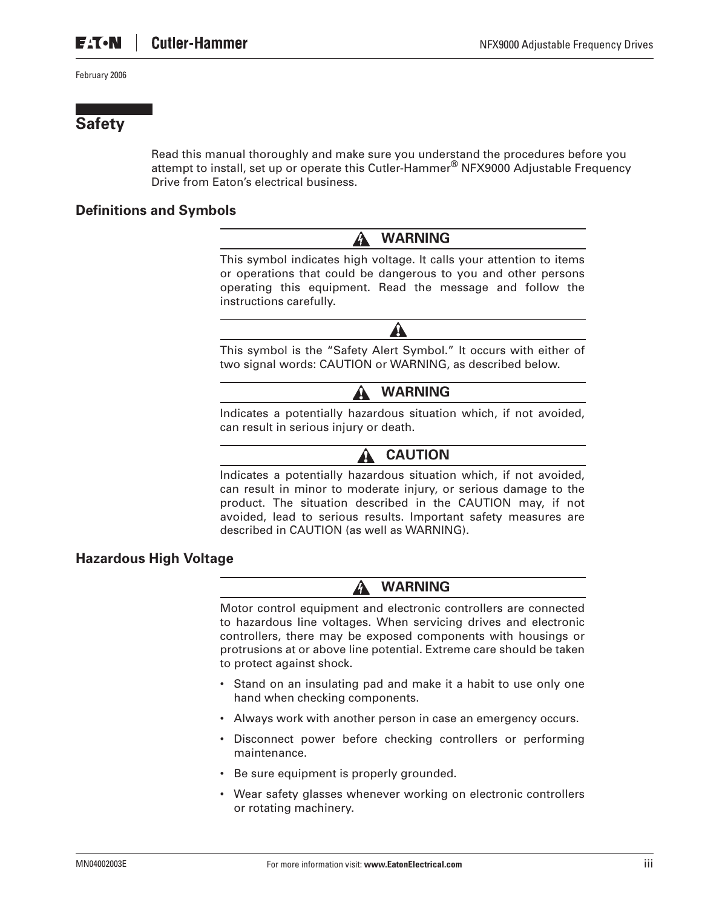# Safety

Read this manual thoroughly and make sure you understand the procedures before you attempt to install, set up or operate this Cutler-Hammer® NFX9000 Adjustable Frequency Drive from Eaton's electrical business.

## Definitions and Symbols

**WARNING**

This symbol indicates high voltage. It calls your attention to items or operations that could be dangerous to you and other persons operating this equipment. Read the message and follow the instructions carefully.

This symbol is the "Safety Alert Symbol." It occurs with either of two signal words: CAUTION or WARNING, as described below.

**WARNING**

Indicates a potentially hazardous situation which, if not avoided, can result in serious injury or death.

**CAUTION**

Indicates a potentially hazardous situation which, if not avoided, can result in minor to moderate injury, or serious damage to the product. The situation described in the CAUTION may, if not avoided, lead to serious results. Important safety measures are described in CAUTION (as well as WARNING).

## Hazardous High Voltage

**WARNING**

Motor control equipment and electronic controllers are connected to hazardous line voltages. When servicing drives and electronic controllers, there may be exposed components with housings or protrusions at or above line potential. Extreme care should be taken to protect against shock.

- Stand on an insulating pad and make it a habit to use only one hand when checking components.
- Always work with another person in case an emergency occurs.
- Disconnect power before checking controllers or performing maintenance.
- Be sure equipment is properly grounded.
- Wear safety glasses whenever working on electronic controllers or rotating machinery.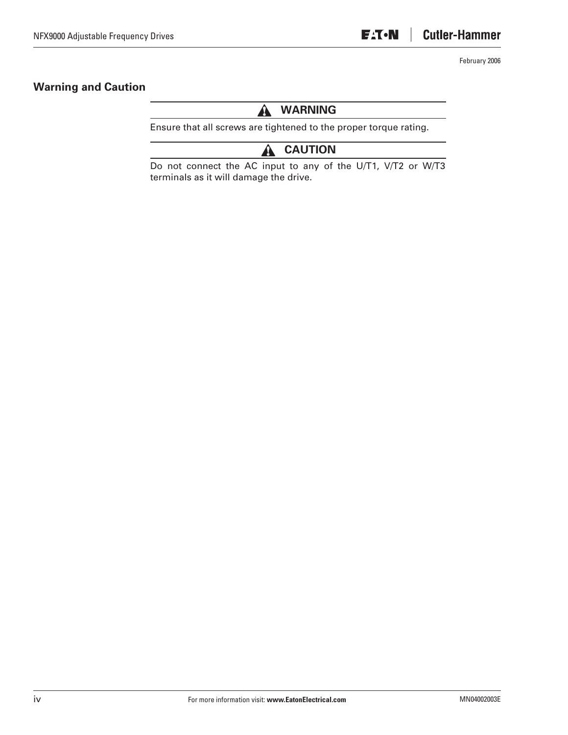## Warning and Caution

**WARNING**

Ensure that all screws are tightened to the proper torque rating.

**CAUTION**

Do not connect the AC input to any of the U/T1, V/T2 or W/T3 terminals as it will damage the drive.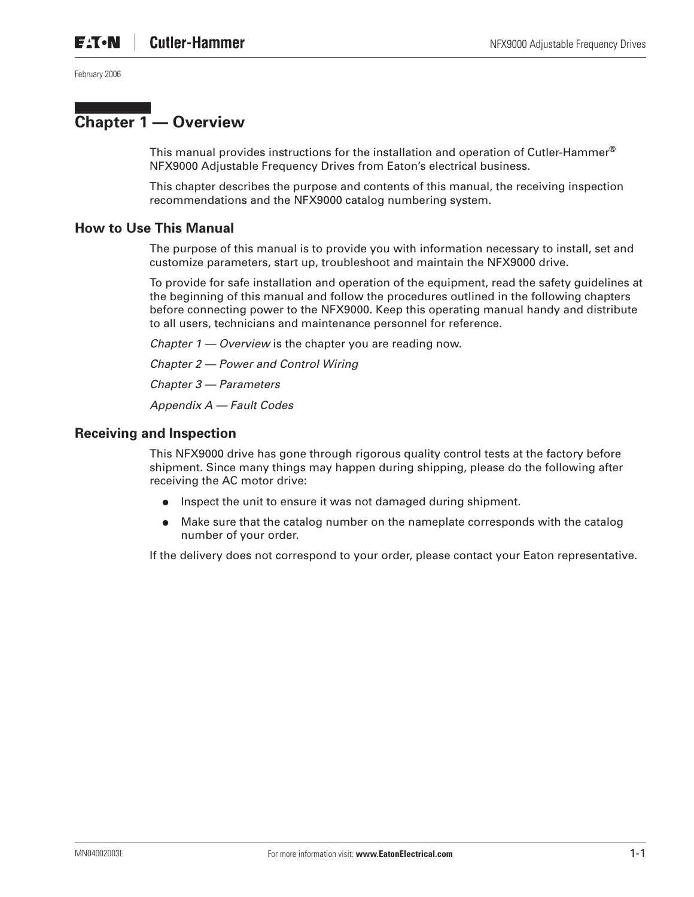# Chapter 1 — Overview

This manual provides instructions for the installation and operation of Cutler-Hammer® NFX9000 Adjustable Frequency Drives from Eaton's electrical business.

This chapter describes the purpose and contents of this manual, the receiving inspection recommendations and the NFX9000 catalog numbering system.

## How to Use This Manual

The purpose of this manual is to provide you with information necessary to install, set and customize parameters, start up, troubleshoot and maintain the NFX9000 drive.

To provide for safe installation and operation of the equipment, read the safety guidelines at the beginning of this manual and follow the procedures outlined in the following chapters before connecting power to the NFX9000. Keep this operating manual handy and distribute to all users, technicians and maintenance personnel for reference.

*Chapter 1 — Overview* is the chapter you are reading now.

*Chapter 2 — Power and Control Wiring*

*Chapter 3 — Parameters*

*Appendix A — Fault Codes*

## Receiving and Inspection

This NFX9000 drive has gone through rigorous quality control tests at the factory before shipment. Since many things may happen during shipping, please do the following after receiving the AC motor drive:

- Inspect the unit to ensure it was not damaged during shipment.
- Make sure that the catalog number on the nameplate corresponds with the catalog number of your order.

If the delivery does not correspond to your order, please contact your Eaton representative.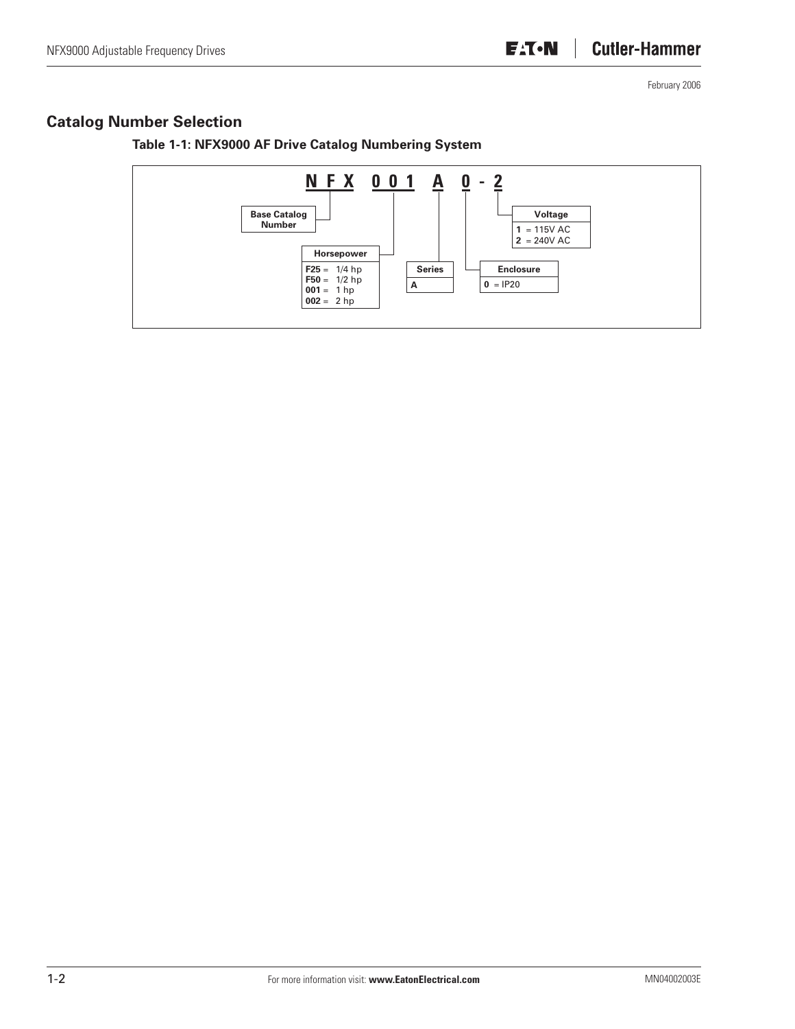## Catalog Number Selection

**Table 1-1: NFX9000 AF Drive Catalog Numbering System**

**N F X 0 0 1 A 0 - 2**

| Segment | Field | Codes |
| --- | --- | --- |
| NFX | Base Catalog Number | |
| 001 | Horsepower | **F25** = 1/4 hp; **F50** = 1/2 hp; **001** = 1 hp; **002** = 2 hp |
| A | Series | **A** |
| 0 | Enclosure | **0** = IP20 |
| 2 | Voltage | **1** = 115V AC; **2** = 240V AC |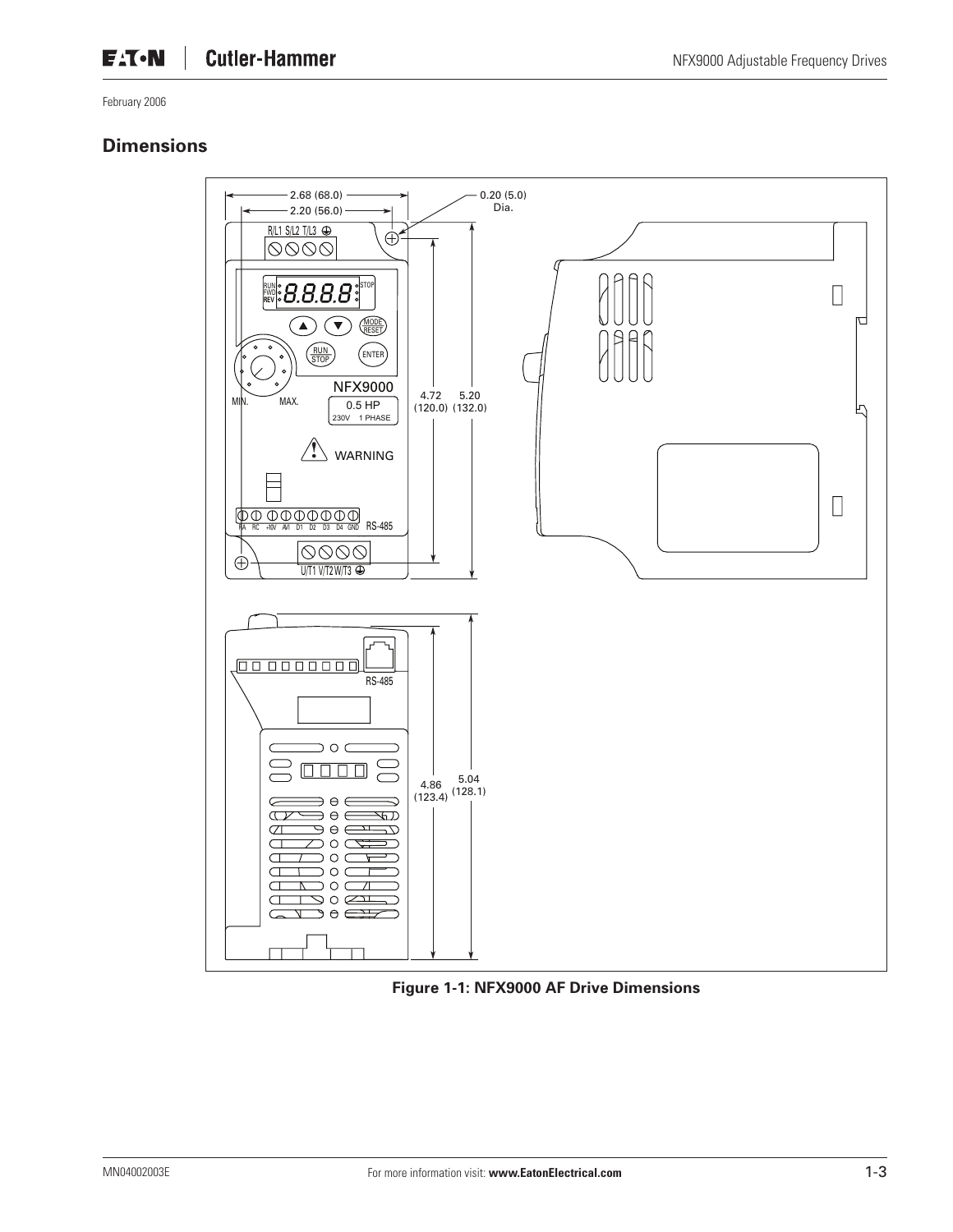February 2006

## Dimensions

2.68 (68.0)

2.20 (56.0)

0.20 (5.0) Dia.

4.72 (120.0)

5.20 (132.0)

4.86 (123.4)

5.04 (128.1)

**Figure 1-1: NFX9000 AF Drive Dimensions**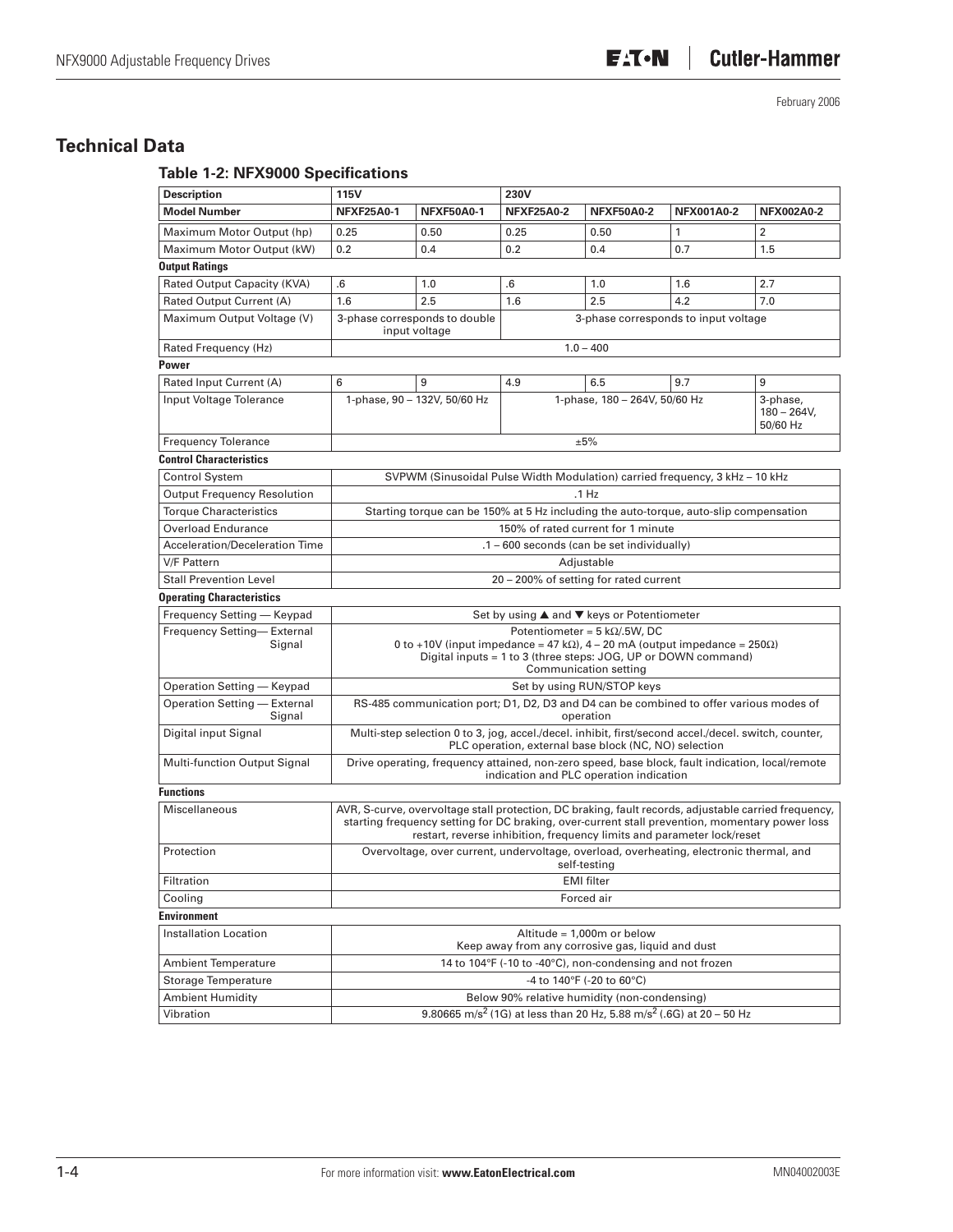## Technical Data

### Table 1-2: NFX9000 Specifications

| Description | 115V | | 230V | | | |
|---|---|---|---|---|---|---|
| **Model Number** | **NFXF25A0-1** | **NFXF50A0-1** | **NFXF25A0-2** | **NFXF50A0-2** | **NFX001A0-2** | **NFX002A0-2** |
| Maximum Motor Output (hp) | 0.25 | 0.50 | 0.25 | 0.50 | 1 | 2 |
| Maximum Motor Output (kW) | 0.2 | 0.4 | 0.2 | 0.4 | 0.7 | 1.5 |
| **Output Ratings** | | | | | | |
| Rated Output Capacity (KVA) | .6 | 1.0 | .6 | 1.0 | 1.6 | 2.7 |
| Rated Output Current (A) | 1.6 | 2.5 | 1.6 | 2.5 | 4.2 | 7.0 |
| Maximum Output Voltage (V) | 3-phase corresponds to double input voltage | | 3-phase corresponds to input voltage | | | |
| Rated Frequency (Hz) | 1.0 – 400 | | | | | |
| **Power** | | | | | | |
| Rated Input Current (A) | 6 | 9 | 4.9 | 6.5 | 9.7 | 9 |
| Input Voltage Tolerance | 1-phase, 90 – 132V, 50/60 Hz | | 1-phase, 180 – 264V, 50/60 Hz | | | 3-phase, 180 – 264V, 50/60 Hz |
| Frequency Tolerance | ±5% | | | | | |
| **Control Characteristics** | | | | | | |
| Control System | SVPWM (Sinusoidal Pulse Width Modulation) carried frequency, 3 kHz – 10 kHz | | | | | |
| Output Frequency Resolution | .1 Hz | | | | | |
| Torque Characteristics | Starting torque can be 150% at 5 Hz including the auto-torque, auto-slip compensation | | | | | |
| Overload Endurance | 150% of rated current for 1 minute | | | | | |
| Acceleration/Deceleration Time | .1 – 600 seconds (can be set individually) | | | | | |
| V/F Pattern | Adjustable | | | | | |
| Stall Prevention Level | 20 – 200% of setting for rated current | | | | | |
| **Operating Characteristics** | | | | | | |
| Frequency Setting — Keypad | Set by using ▲ and ▼ keys or Potentiometer | | | | | |
| Frequency Setting— External Signal | Potentiometer = 5 kΩ/.5W, DC<br>0 to +10V (input impedance = 47 kΩ), 4 – 20 mA (output impedance = 250Ω)<br>Digital inputs = 1 to 3 (three steps: JOG, UP or DOWN command)<br>Communication setting | | | | | |
| Operation Setting — Keypad | Set by using RUN/STOP keys | | | | | |
| Operation Setting — External Signal | RS-485 communication port; D1, D2, D3 and D4 can be combined to offer various modes of operation | | | | | |
| Digital input Signal | Multi-step selection 0 to 3, jog, accel./decel. inhibit, first/second accel./decel. switch, counter, PLC operation, external base block (NC, NO) selection | | | | | |
| Multi-function Output Signal | Drive operating, frequency attained, non-zero speed, base block, fault indication, local/remote indication and PLC operation indication | | | | | |
| **Functions** | | | | | | |
| Miscellaneous | AVR, S-curve, overvoltage stall protection, DC braking, fault records, adjustable carried frequency, starting frequency setting for DC braking, over-current stall prevention, momentary power loss restart, reverse inhibition, frequency limits and parameter lock/reset | | | | | |
| Protection | Overvoltage, over current, undervoltage, overload, overheating, electronic thermal, and self-testing | | | | | |
| Filtration | EMI filter | | | | | |
| Cooling | Forced air | | | | | |
| **Environment** | | | | | | |
| Installation Location | Altitude = 1,000m or below<br>Keep away from any corrosive gas, liquid and dust | | | | | |
| Ambient Temperature | 14 to 104°F (-10 to -40°C), non-condensing and not frozen | | | | | |
| Storage Temperature | -4 to 140°F (-20 to 60°C) | | | | | |
| Ambient Humidity | Below 90% relative humidity (non-condensing) | | | | | |
| Vibration | 9.80665 $m/s^2$ (1G) at less than 20 Hz, 5.88 $m/s^2$ (.6G) at 20 – 50 Hz | | | | | |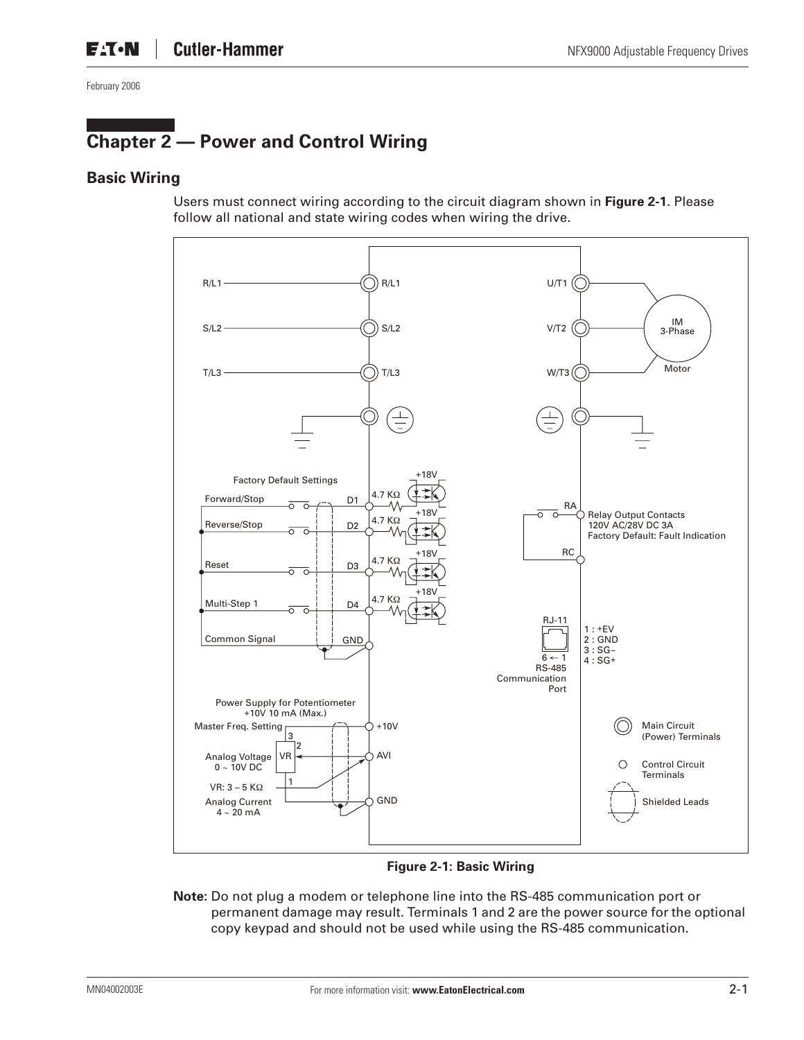# Chapter 2 — Power and Control Wiring

## Basic Wiring

Users must connect wiring according to the circuit diagram shown in **Figure 2-1**. Please follow all national and state wiring codes when wiring the drive.

**Figure 2-1: Basic Wiring**

**Note:** Do not plug a modem or telephone line into the RS-485 communication port or permanent damage may result. Terminals 1 and 2 are the power source for the optional copy keypad and should not be used while using the RS-485 communication.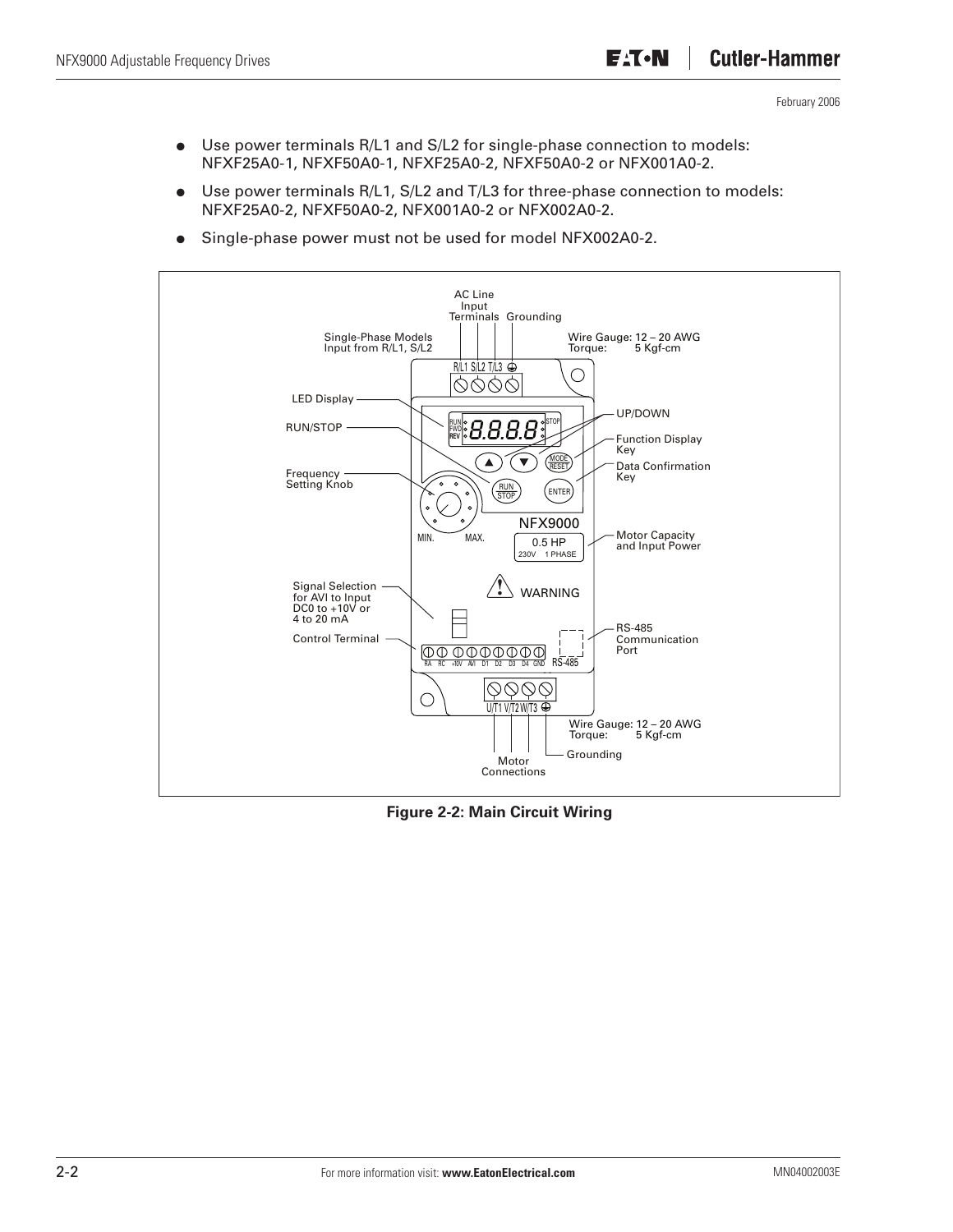- Use power terminals R/L1 and S/L2 for single-phase connection to models: NFXF25A0-1, NFXF50A0-1, NFXF25A0-2, NFXF50A0-2 or NFX001A0-2.
- Use power terminals R/L1, S/L2 and T/L3 for three-phase connection to models: NFXF25A0-2, NFXF50A0-2, NFX001A0-2 or NFX002A0-2.
- Single-phase power must not be used for model NFX002A0-2.

AC Line Input Terminals

Grounding

Single-Phase Models Input from R/L1, S/L2

Wire Gauge: 12 – 20 AWG
Torque: 5 Kgf-cm

R/L1 S/L2 T/L3

LED Display

RUN/STOP

UP/DOWN

Function Display Key

Data Confirmation Key

Frequency Setting Knob

MIN. MAX.

NFX9000

0.5 HP
230V 1 PHASE

Motor Capacity and Input Power

Signal Selection for AVI to Input DC0 to +10V or 4 to 20 mA

WARNING

Control Terminal

RA RC +10V AVI D1 D2 D3 D4 GND RS-485

RS-485 Communication Port

U/T1 V/T2 W/T3

Wire Gauge: 12 – 20 AWG
Torque: 5 Kgf-cm

Grounding

Motor Connections

**Figure 2-2: Main Circuit Wiring**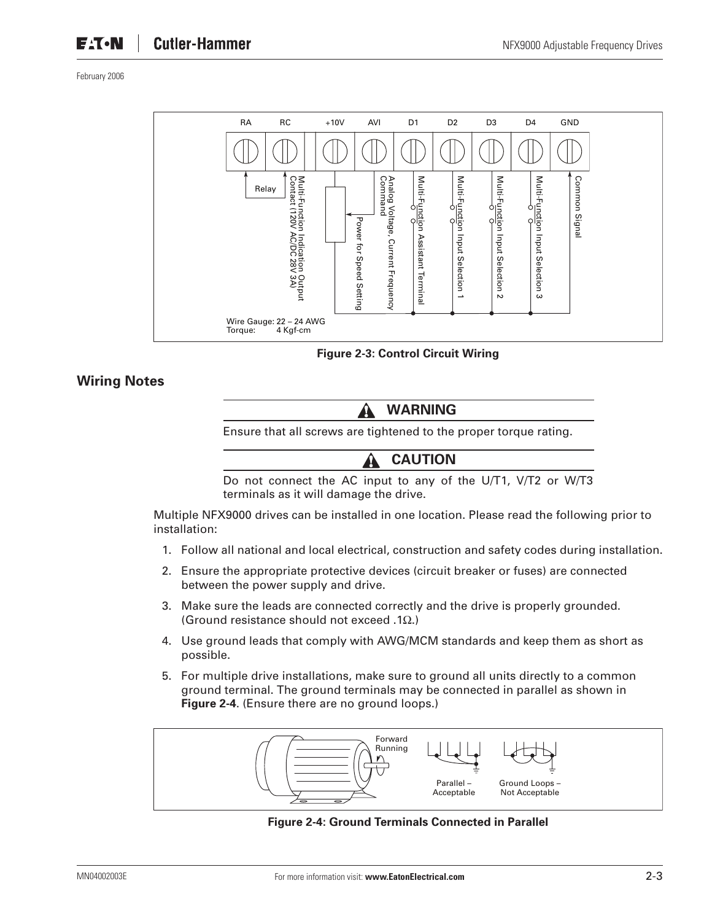Wire Gauge: 22 – 24 AWG
Torque: 4 Kgf-cm

**Figure 2-3: Control Circuit Wiring**

## Wiring Notes

**WARNING**

Ensure that all screws are tightened to the proper torque rating.

**CAUTION**

Do not connect the AC input to any of the U/T1, V/T2 or W/T3 terminals as it will damage the drive.

Multiple NFX9000 drives can be installed in one location. Please read the following prior to installation:

1. Follow all national and local electrical, construction and safety codes during installation.
2. Ensure the appropriate protective devices (circuit breaker or fuses) are connected between the power supply and drive.
3. Make sure the leads are connected correctly and the drive is properly grounded. (Ground resistance should not exceed .1Ω.)
4. Use ground leads that comply with AWG/MCM standards and keep them as short as possible.
5. For multiple drive installations, make sure to ground all units directly to a common ground terminal. The ground terminals may be connected in parallel as shown in **Figure 2-4**. (Ensure there are no ground loops.)

**Figure 2-4: Ground Terminals Connected in Parallel**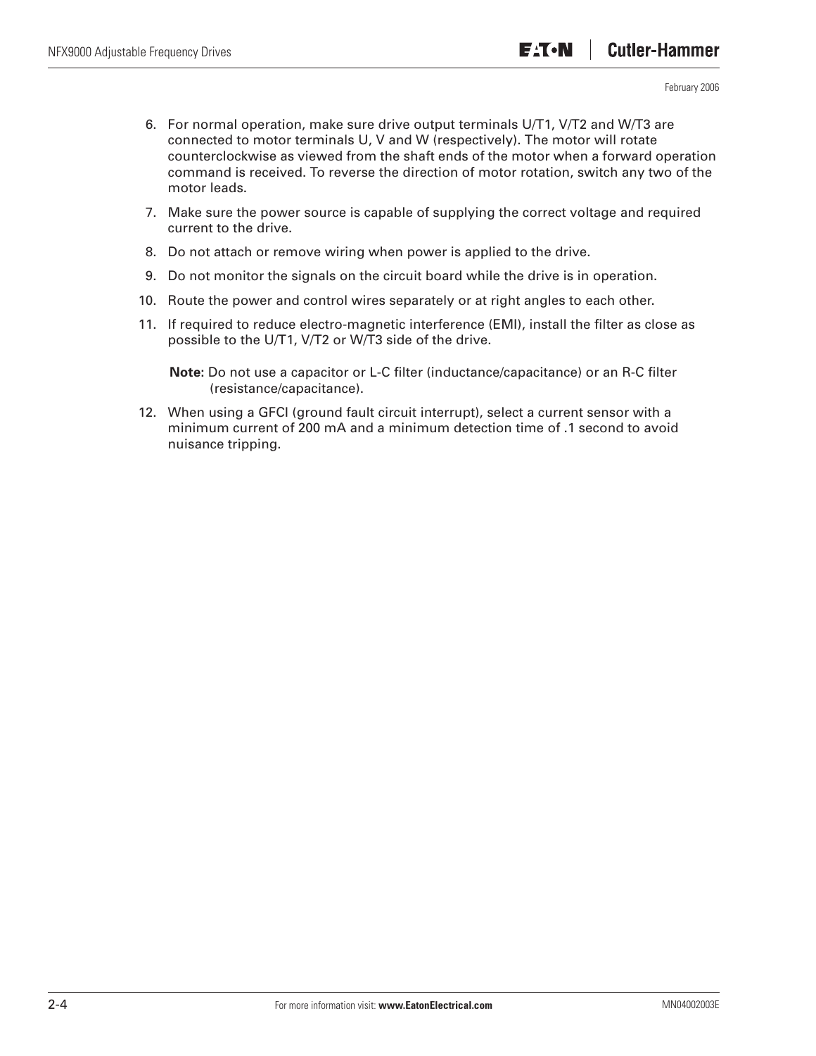6. For normal operation, make sure drive output terminals U/T1, V/T2 and W/T3 are connected to motor terminals U, V and W (respectively). The motor will rotate counterclockwise as viewed from the shaft ends of the motor when a forward operation command is received. To reverse the direction of motor rotation, switch any two of the motor leads.
7. Make sure the power source is capable of supplying the correct voltage and required current to the drive.
8. Do not attach or remove wiring when power is applied to the drive.
9. Do not monitor the signals on the circuit board while the drive is in operation.
10. Route the power and control wires separately or at right angles to each other.
11. If required to reduce electro-magnetic interference (EMI), install the filter as close as possible to the U/T1, V/T2 or W/T3 side of the drive.

    **Note**: Do not use a capacitor or L-C filter (inductance/capacitance) or an R-C filter (resistance/capacitance).

12. When using a GFCI (ground fault circuit interrupt), select a current sensor with a minimum current of 200 mA and a minimum detection time of .1 second to avoid nuisance tripping.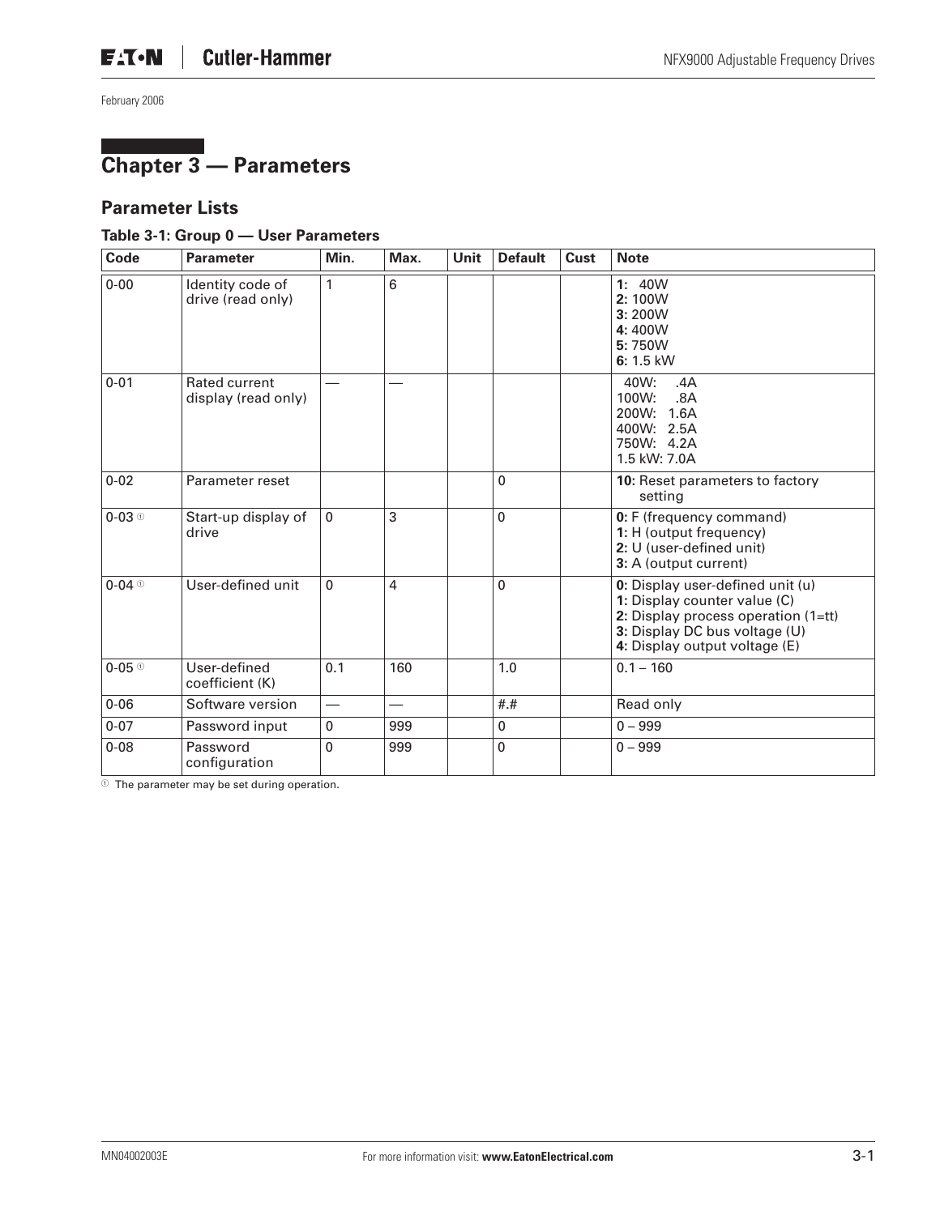February 2006

# Chapter 3 — Parameters

## Parameter Lists

### Table 3-1: Group 0 — User Parameters

| Code | Parameter | Min. | Max. | Unit | Default | Cust | Note |
|---|---|---|---|---|---|---|---|
| 0-00 | Identity code of drive (read only) | 1 | 6 | | | | **1:** 40W<br>**2:** 100W<br>**3:** 200W<br>**4:** 400W<br>**5:** 750W<br>**6:** 1.5 kW |
| 0-01 | Rated current display (read only) | — | — | | | | 40W: .4A<br>100W: .8A<br>200W: 1.6A<br>400W: 2.5A<br>750W: 4.2A<br>1.5 kW: 7.0A |
| 0-02 | Parameter reset | | | | 0 | | **10:** Reset parameters to factory setting |
| 0-03 ① | Start-up display of drive | 0 | 3 | | 0 | | **0:** F (frequency command)<br>**1:** H (output frequency)<br>**2:** U (user-defined unit)<br>**3:** A (output current) |
| 0-04 ① | User-defined unit | 0 | 4 | | 0 | | **0:** Display user-defined unit (u)<br>**1:** Display counter value (C)<br>**2:** Display process operation (1=tt)<br>**3:** Display DC bus voltage (U)<br>**4:** Display output voltage (E) |
| 0-05 ① | User-defined coefficient (K) | 0.1 | 160 | | 1.0 | | 0.1 – 160 |
| 0-06 | Software version | — | — | | #.# | | Read only |
| 0-07 | Password input | 0 | 999 | | 0 | | 0 – 999 |
| 0-08 | Password configuration | 0 | 999 | | 0 | | 0 – 999 |

① The parameter may be set during operation.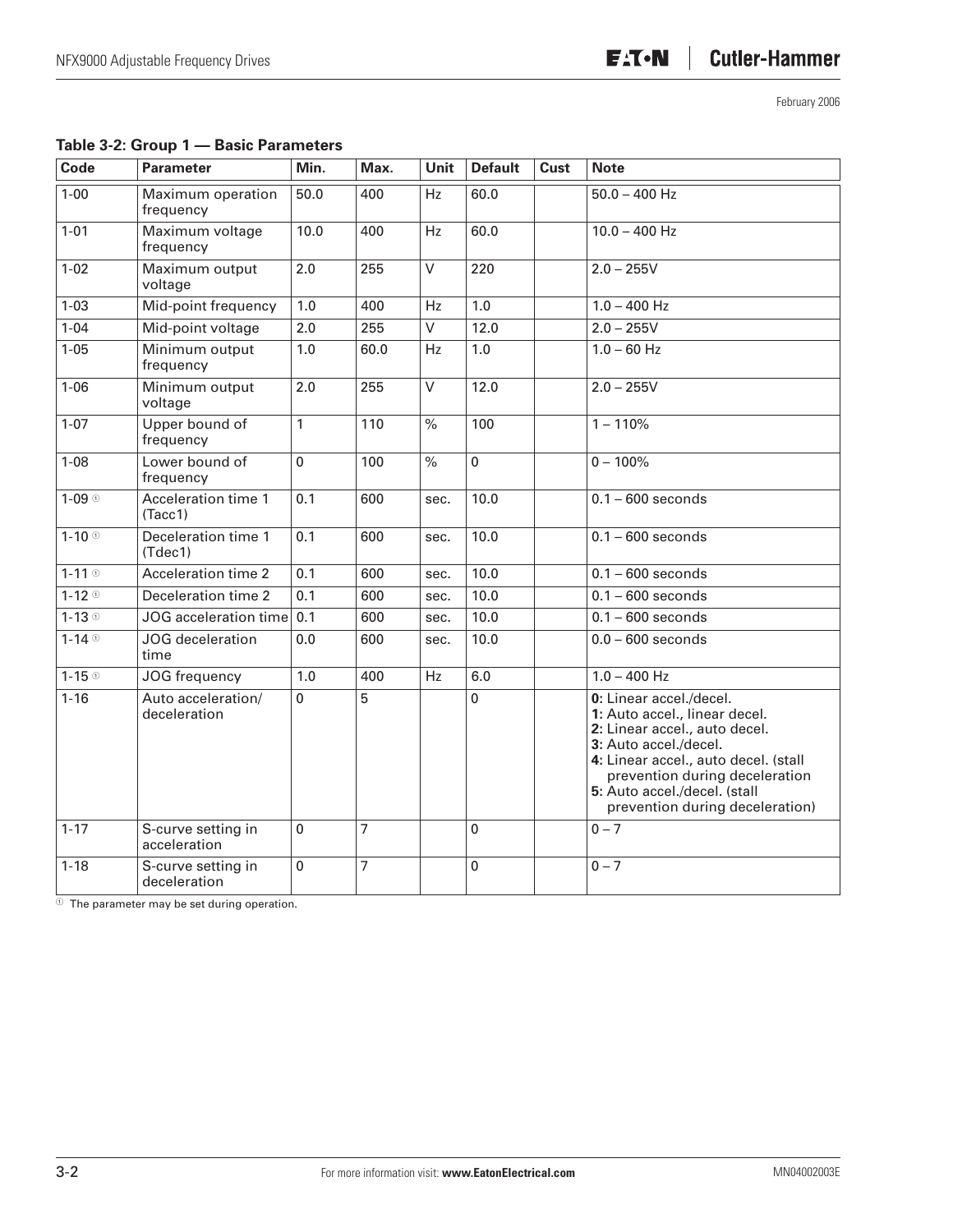**Table 3-2: Group 1 — Basic Parameters**

| Code | Parameter | Min. | Max. | Unit | Default | Cust | Note |
|---|---|---|---|---|---|---|---|
| 1-00 | Maximum operation frequency | 50.0 | 400 | Hz | 60.0 | | 50.0 – 400 Hz |
| 1-01 | Maximum voltage frequency | 10.0 | 400 | Hz | 60.0 | | 10.0 – 400 Hz |
| 1-02 | Maximum output voltage | 2.0 | 255 | V | 220 | | 2.0 – 255V |
| 1-03 | Mid-point frequency | 1.0 | 400 | Hz | 1.0 | | 1.0 – 400 Hz |
| 1-04 | Mid-point voltage | 2.0 | 255 | V | 12.0 | | 2.0 – 255V |
| 1-05 | Minimum output frequency | 1.0 | 60.0 | Hz | 1.0 | | 1.0 – 60 Hz |
| 1-06 | Minimum output voltage | 2.0 | 255 | V | 12.0 | | 2.0 – 255V |
| 1-07 | Upper bound of frequency | 1 | 110 | % | 100 | | 1 – 110% |
| 1-08 | Lower bound of frequency | 0 | 100 | % | 0 | | 0 – 100% |
| 1-09 [1] | Acceleration time 1 (Tacc1) | 0.1 | 600 | sec. | 10.0 | | 0.1 – 600 seconds |
| 1-10 [1] | Deceleration time 1 (Tdec1) | 0.1 | 600 | sec. | 10.0 | | 0.1 – 600 seconds |
| 1-11 [1] | Acceleration time 2 | 0.1 | 600 | sec. | 10.0 | | 0.1 – 600 seconds |
| 1-12 [1] | Deceleration time 2 | 0.1 | 600 | sec. | 10.0 | | 0.1 – 600 seconds |
| 1-13 [1] | JOG acceleration time | 0.1 | 600 | sec. | 10.0 | | 0.1 – 600 seconds |
| 1-14 [1] | JOG deceleration time | 0.0 | 600 | sec. | 10.0 | | 0.0 – 600 seconds |
| 1-15 [1] | JOG frequency | 1.0 | 400 | Hz | 6.0 | | 1.0 – 400 Hz |
| 1-16 | Auto acceleration/ deceleration | 0 | 5 | | 0 | | **0:** Linear accel./decel.<br>**1:** Auto accel., linear decel.<br>**2:** Linear accel., auto decel.<br>**3:** Auto accel./decel.<br>**4:** Linear accel., auto decel. (stall prevention during deceleration<br>**5:** Auto accel./decel. (stall prevention during deceleration) |
| 1-17 | S-curve setting in acceleration | 0 | 7 | | 0 | | 0 – 7 |
| 1-18 | S-curve setting in deceleration | 0 | 7 | | 0 | | 0 – 7 |

[1] The parameter may be set during operation.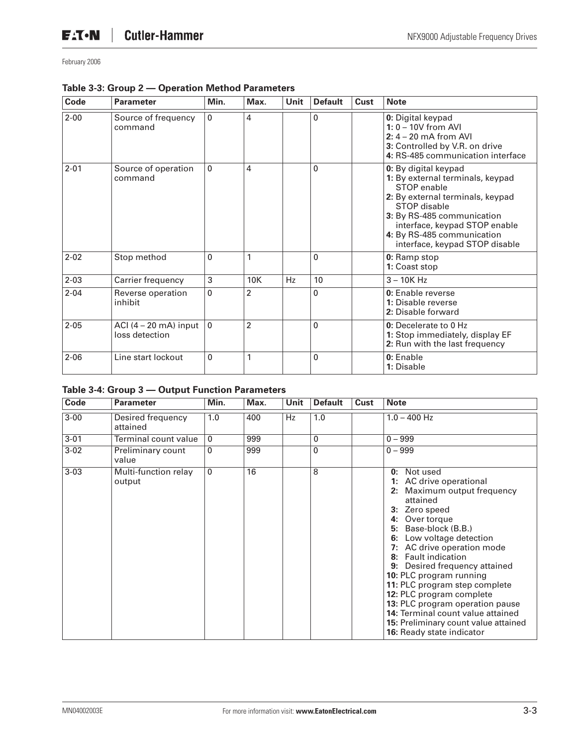February 2006

**Table 3-3: Group 2 — Operation Method Parameters**

| Code | Parameter | Min. | Max. | Unit | Default | Cust | Note |
|---|---|---|---|---|---|---|---|
| 2-00 | Source of frequency command | 0 | 4 | | 0 | | **0:** Digital keypad<br>**1:** 0 – 10V from AVI<br>**2:** 4 – 20 mA from AVI<br>**3:** Controlled by V.R. on drive<br>**4:** RS-485 communication interface |
| 2-01 | Source of operation command | 0 | 4 | | 0 | | **0:** By digital keypad<br>**1:** By external terminals, keypad STOP enable<br>**2:** By external terminals, keypad STOP disable<br>**3:** By RS-485 communication interface, keypad STOP enable<br>**4:** By RS-485 communication interface, keypad STOP disable |
| 2-02 | Stop method | 0 | 1 | | 0 | | **0:** Ramp stop<br>**1:** Coast stop |
| 2-03 | Carrier frequency | 3 | 10K | Hz | 10 | | 3 – 10K Hz |
| 2-04 | Reverse operation inhibit | 0 | 2 | | 0 | | **0:** Enable reverse<br>**1:** Disable reverse<br>**2:** Disable forward |
| 2-05 | ACI (4 – 20 mA) input loss detection | 0 | 2 | | 0 | | **0:** Decelerate to 0 Hz<br>**1:** Stop immediately, display EF<br>**2:** Run with the last frequency |
| 2-06 | Line start lockout | 0 | 1 | | 0 | | **0:** Enable<br>**1:** Disable |

**Table 3-4: Group 3 — Output Function Parameters**

| Code | Parameter | Min. | Max. | Unit | Default | Cust | Note |
|---|---|---|---|---|---|---|---|
| 3-00 | Desired frequency attained | 1.0 | 400 | Hz | 1.0 | | 1.0 – 400 Hz |
| 3-01 | Terminal count value | 0 | 999 | | 0 | | 0 – 999 |
| 3-02 | Preliminary count value | 0 | 999 | | 0 | | 0 – 999 |
| 3-03 | Multi-function relay output | 0 | 16 | | 8 | | **0:** Not used<br>**1:** AC drive operational<br>**2:** Maximum output frequency attained<br>**3:** Zero speed<br>**4:** Over torque<br>**5:** Base-block (B.B.)<br>**6:** Low voltage detection<br>**7:** AC drive operation mode<br>**8:** Fault indication<br>**9:** Desired frequency attained<br>**10:** PLC program running<br>**11:** PLC program step complete<br>**12:** PLC program complete<br>**13:** PLC program operation pause<br>**14:** Terminal count value attained<br>**15:** Preliminary count value attained<br>**16:** Ready state indicator |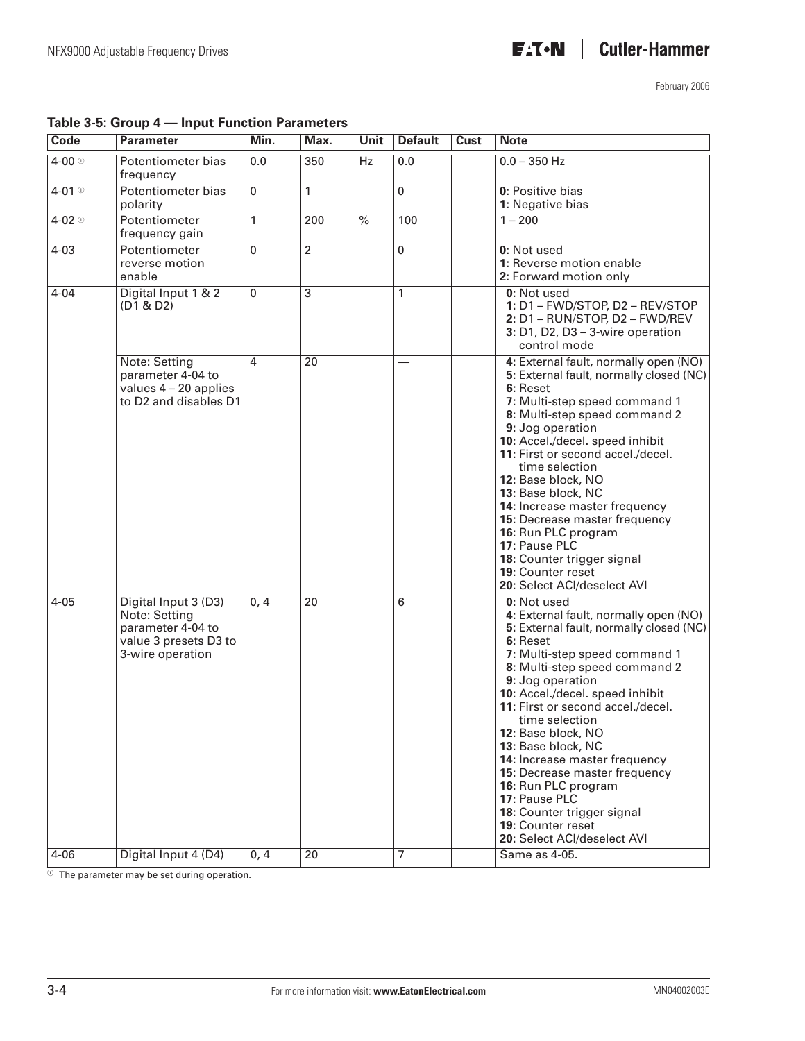**Table 3-5: Group 4 — Input Function Parameters**

| Code | Parameter | Min. | Max. | Unit | Default | Cust | Note |
|---|---|---|---|---|---|---|---|
| 4-00 ① | Potentiometer bias frequency | 0.0 | 350 | Hz | 0.0 | | 0.0 – 350 Hz |
| 4-01 ① | Potentiometer bias polarity | 0 | 1 | | 0 | | **0:** Positive bias<br>**1:** Negative bias |
| 4-02 ① | Potentiometer frequency gain | 1 | 200 | % | 100 | | 1 – 200 |
| 4-03 | Potentiometer reverse motion enable | 0 | 2 | | 0 | | **0:** Not used<br>**1:** Reverse motion enable<br>**2:** Forward motion only |
| 4-04 | Digital Input 1 & 2 (D1 & D2) | 0 | 3 | | 1 | | **0:** Not used<br>**1:** D1 – FWD/STOP, D2 – REV/STOP<br>**2:** D1 – RUN/STOP, D2 – FWD/REV<br>**3:** D1, D2, D3 – 3-wire operation control mode |
| | Note: Setting parameter 4-04 to values 4 – 20 applies to D2 and disables D1 | 4 | 20 | | — | | **4:** External fault, normally open (NO)<br>**5:** External fault, normally closed (NC)<br>**6:** Reset<br>**7:** Multi-step speed command 1<br>**8:** Multi-step speed command 2<br>**9:** Jog operation<br>**10:** Accel./decel. speed inhibit<br>**11:** First or second accel./decel. time selection<br>**12:** Base block, NO<br>**13:** Base block, NC<br>**14:** Increase master frequency<br>**15:** Decrease master frequency<br>**16:** Run PLC program<br>**17:** Pause PLC<br>**18:** Counter trigger signal<br>**19:** Counter reset<br>**20:** Select ACI/deselect AVI |
| 4-05 | Digital Input 3 (D3) Note: Setting parameter 4-04 to value 3 presets D3 to 3-wire operation | 0, 4 | 20 | | 6 | | **0:** Not used<br>**4:** External fault, normally open (NO)<br>**5:** External fault, normally closed (NC)<br>**6:** Reset<br>**7:** Multi-step speed command 1<br>**8:** Multi-step speed command 2<br>**9:** Jog operation<br>**10:** Accel./decel. speed inhibit<br>**11:** First or second accel./decel. time selection<br>**12:** Base block, NO<br>**13:** Base block, NC<br>**14:** Increase master frequency<br>**15:** Decrease master frequency<br>**16:** Run PLC program<br>**17:** Pause PLC<br>**18:** Counter trigger signal<br>**19:** Counter reset<br>**20:** Select ACI/deselect AVI |
| 4-06 | Digital Input 4 (D4) | 0, 4 | 20 | | 7 | | Same as 4-05. |

① The parameter may be set during operation.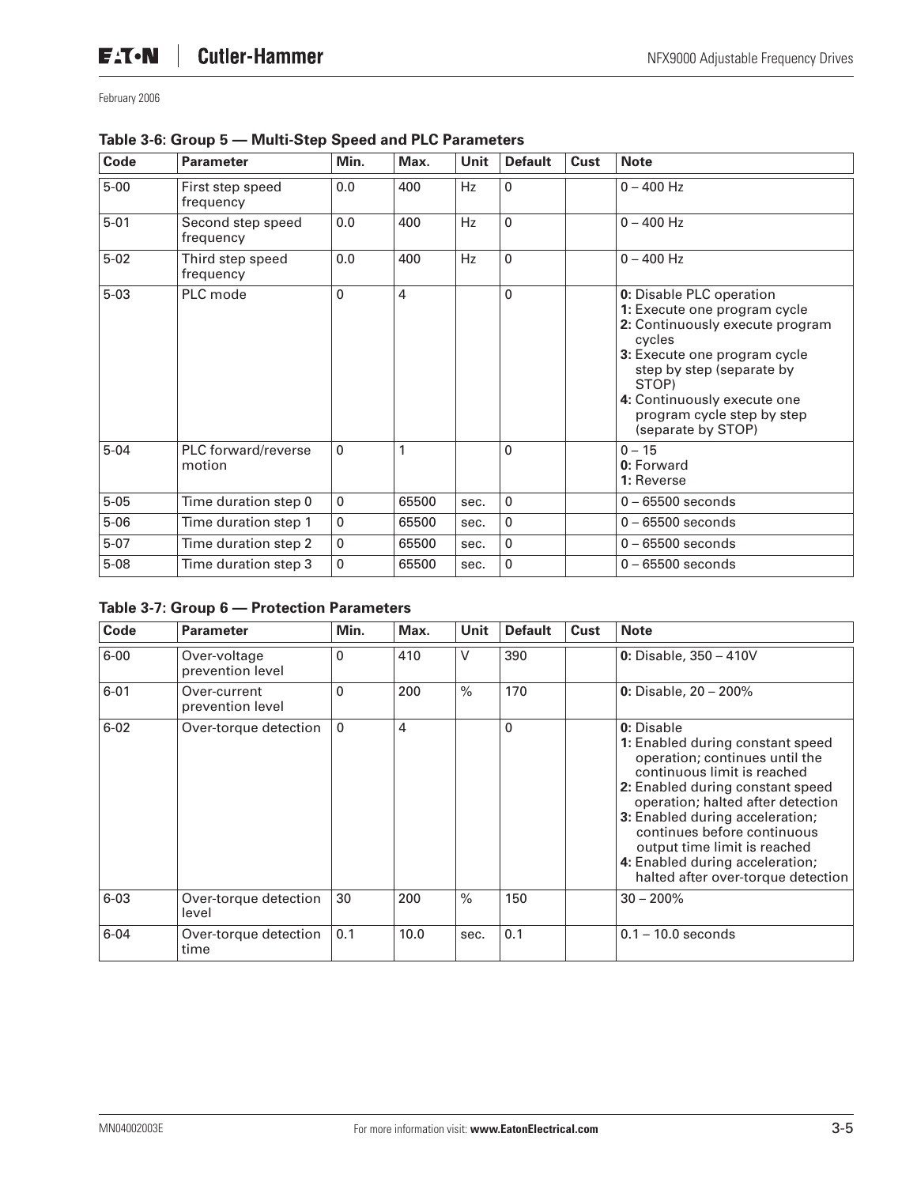**Table 3-6: Group 5 — Multi-Step Speed and PLC Parameters**

| Code | Parameter | Min. | Max. | Unit | Default | Cust | Note |
|---|---|---|---|---|---|---|---|
| 5-00 | First step speed frequency | 0.0 | 400 | Hz | 0 | | 0 – 400 Hz |
| 5-01 | Second step speed frequency | 0.0 | 400 | Hz | 0 | | 0 – 400 Hz |
| 5-02 | Third step speed frequency | 0.0 | 400 | Hz | 0 | | 0 – 400 Hz |
| 5-03 | PLC mode | 0 | 4 | | 0 | | **0:** Disable PLC operation<br>**1:** Execute one program cycle<br>**2:** Continuously execute program cycles<br>**3:** Execute one program cycle step by step (separate by STOP)<br>**4:** Continuously execute one program cycle step by step (separate by STOP) |
| 5-04 | PLC forward/reverse motion | 0 | 1 | | 0 | | 0 – 15<br>**0:** Forward<br>**1:** Reverse |
| 5-05 | Time duration step 0 | 0 | 65500 | sec. | 0 | | 0 – 65500 seconds |
| 5-06 | Time duration step 1 | 0 | 65500 | sec. | 0 | | 0 – 65500 seconds |
| 5-07 | Time duration step 2 | 0 | 65500 | sec. | 0 | | 0 – 65500 seconds |
| 5-08 | Time duration step 3 | 0 | 65500 | sec. | 0 | | 0 – 65500 seconds |

**Table 3-7: Group 6 — Protection Parameters**

| Code | Parameter | Min. | Max. | Unit | Default | Cust | Note |
|---|---|---|---|---|---|---|---|
| 6-00 | Over-voltage prevention level | 0 | 410 | V | 390 | | **0:** Disable, 350 – 410V |
| 6-01 | Over-current prevention level | 0 | 200 | % | 170 | | **0:** Disable, 20 – 200% |
| 6-02 | Over-torque detection | 0 | 4 | | 0 | | **0:** Disable<br>**1:** Enabled during constant speed operation; continues until the continuous limit is reached<br>**2:** Enabled during constant speed operation; halted after detection<br>**3:** Enabled during acceleration; continues before continuous output time limit is reached<br>**4:** Enabled during acceleration; halted after over-torque detection |
| 6-03 | Over-torque detection level | 30 | 200 | % | 150 | | 30 – 200% |
| 6-04 | Over-torque detection time | 0.1 | 10.0 | sec. | 0.1 | | 0.1 – 10.0 seconds |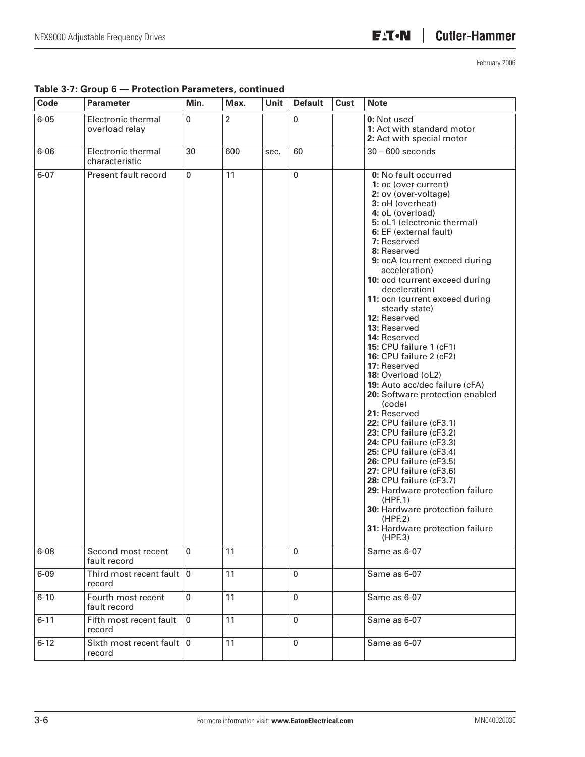**Table 3-7: Group 6 — Protection Parameters, continued**

| Code | Parameter | Min. | Max. | Unit | Default | Cust | Note |
|---|---|---|---|---|---|---|---|
| 6-05 | Electronic thermal overload relay | 0 | 2 | | 0 | | **0:** Not used<br>**1:** Act with standard motor<br>**2:** Act with special motor |
| 6-06 | Electronic thermal characteristic | 30 | 600 | sec. | 60 | | 30 – 600 seconds |
| 6-07 | Present fault record | 0 | 11 | | 0 | | **0:** No fault occurred<br>**1:** oc (over-current)<br>**2:** ov (over-voltage)<br>**3:** oH (overheat)<br>**4:** oL (overload)<br>**5:** oL1 (electronic thermal)<br>**6:** EF (external fault)<br>**7:** Reserved<br>**8:** Reserved<br>**9:** ocA (current exceed during acceleration)<br>**10:** ocd (current exceed during deceleration)<br>**11:** ocn (current exceed during steady state)<br>**12:** Reserved<br>**13:** Reserved<br>**14:** Reserved<br>**15:** CPU failure 1 (cF1)<br>**16:** CPU failure 2 (cF2)<br>**17:** Reserved<br>**18:** Overload (oL2)<br>**19:** Auto acc/dec failure (cFA)<br>**20:** Software protection enabled (code)<br>**21:** Reserved<br>**22:** CPU failure (cF3.1)<br>**23:** CPU failure (cF3.2)<br>**24:** CPU failure (cF3.3)<br>**25:** CPU failure (cF3.4)<br>**26:** CPU failure (cF3.5)<br>**27:** CPU failure (cF3.6)<br>**28:** CPU failure (cF3.7)<br>**29:** Hardware protection failure (HPF.1)<br>**30:** Hardware protection failure (HPF.2)<br>**31:** Hardware protection failure (HPF.3) |
| 6-08 | Second most recent fault record | 0 | 11 | | 0 | | Same as 6-07 |
| 6-09 | Third most recent fault record | 0 | 11 | | 0 | | Same as 6-07 |
| 6-10 | Fourth most recent fault record | 0 | 11 | | 0 | | Same as 6-07 |
| 6-11 | Fifth most recent fault record | 0 | 11 | | 0 | | Same as 6-07 |
| 6-12 | Sixth most recent fault record | 0 | 11 | | 0 | | Same as 6-07 |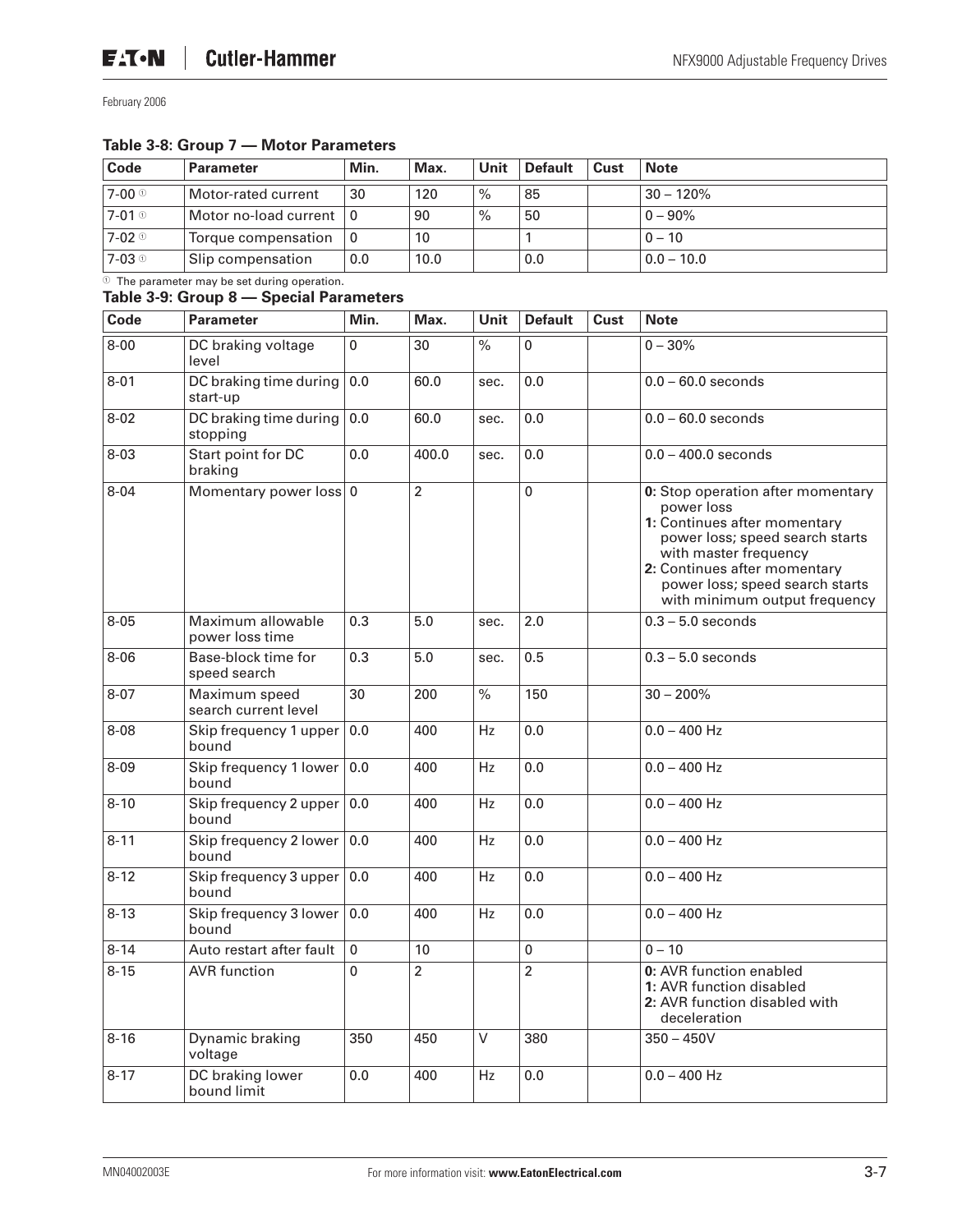**Table 3-8: Group 7 — Motor Parameters**

| Code | Parameter | Min. | Max. | Unit | Default | Cust | Note |
|---|---|---|---|---|---|---|---|
| 7-00 ① | Motor-rated current | 30 | 120 | % | 85 | | 30 – 120% |
| 7-01 ① | Motor no-load current | 0 | 90 | % | 50 | | 0 – 90% |
| 7-02 ① | Torque compensation | 0 | 10 | | 1 | | 0 – 10 |
| 7-03 ① | Slip compensation | 0.0 | 10.0 | | 0.0 | | 0.0 – 10.0 |

① The parameter may be set during operation.

**Table 3-9: Group 8 — Special Parameters**

| Code | Parameter | Min. | Max. | Unit | Default | Cust | Note |
|---|---|---|---|---|---|---|---|
| 8-00 | DC braking voltage level | 0 | 30 | % | 0 | | 0 – 30% |
| 8-01 | DC braking time during start-up | 0.0 | 60.0 | sec. | 0.0 | | 0.0 – 60.0 seconds |
| 8-02 | DC braking time during stopping | 0.0 | 60.0 | sec. | 0.0 | | 0.0 – 60.0 seconds |
| 8-03 | Start point for DC braking | 0.0 | 400.0 | sec. | 0.0 | | 0.0 – 400.0 seconds |
| 8-04 | Momentary power loss | 0 | 2 | | 0 | | **0:** Stop operation after momentary power loss<br>**1:** Continues after momentary power loss; speed search starts with master frequency<br>**2:** Continues after momentary power loss; speed search starts with minimum output frequency |
| 8-05 | Maximum allowable power loss time | 0.3 | 5.0 | sec. | 2.0 | | 0.3 – 5.0 seconds |
| 8-06 | Base-block time for speed search | 0.3 | 5.0 | sec. | 0.5 | | 0.3 – 5.0 seconds |
| 8-07 | Maximum speed search current level | 30 | 200 | % | 150 | | 30 – 200% |
| 8-08 | Skip frequency 1 upper bound | 0.0 | 400 | Hz | 0.0 | | 0.0 – 400 Hz |
| 8-09 | Skip frequency 1 lower bound | 0.0 | 400 | Hz | 0.0 | | 0.0 – 400 Hz |
| 8-10 | Skip frequency 2 upper bound | 0.0 | 400 | Hz | 0.0 | | 0.0 – 400 Hz |
| 8-11 | Skip frequency 2 lower bound | 0.0 | 400 | Hz | 0.0 | | 0.0 – 400 Hz |
| 8-12 | Skip frequency 3 upper bound | 0.0 | 400 | Hz | 0.0 | | 0.0 – 400 Hz |
| 8-13 | Skip frequency 3 lower bound | 0.0 | 400 | Hz | 0.0 | | 0.0 – 400 Hz |
| 8-14 | Auto restart after fault | 0 | 10 | | 0 | | 0 – 10 |
| 8-15 | AVR function | 0 | 2 | | 2 | | **0:** AVR function enabled<br>**1:** AVR function disabled<br>**2:** AVR function disabled with deceleration |
| 8-16 | Dynamic braking voltage | 350 | 450 | V | 380 | | 350 – 450V |
| 8-17 | DC braking lower bound limit | 0.0 | 400 | Hz | 0.0 | | 0.0 – 400 Hz |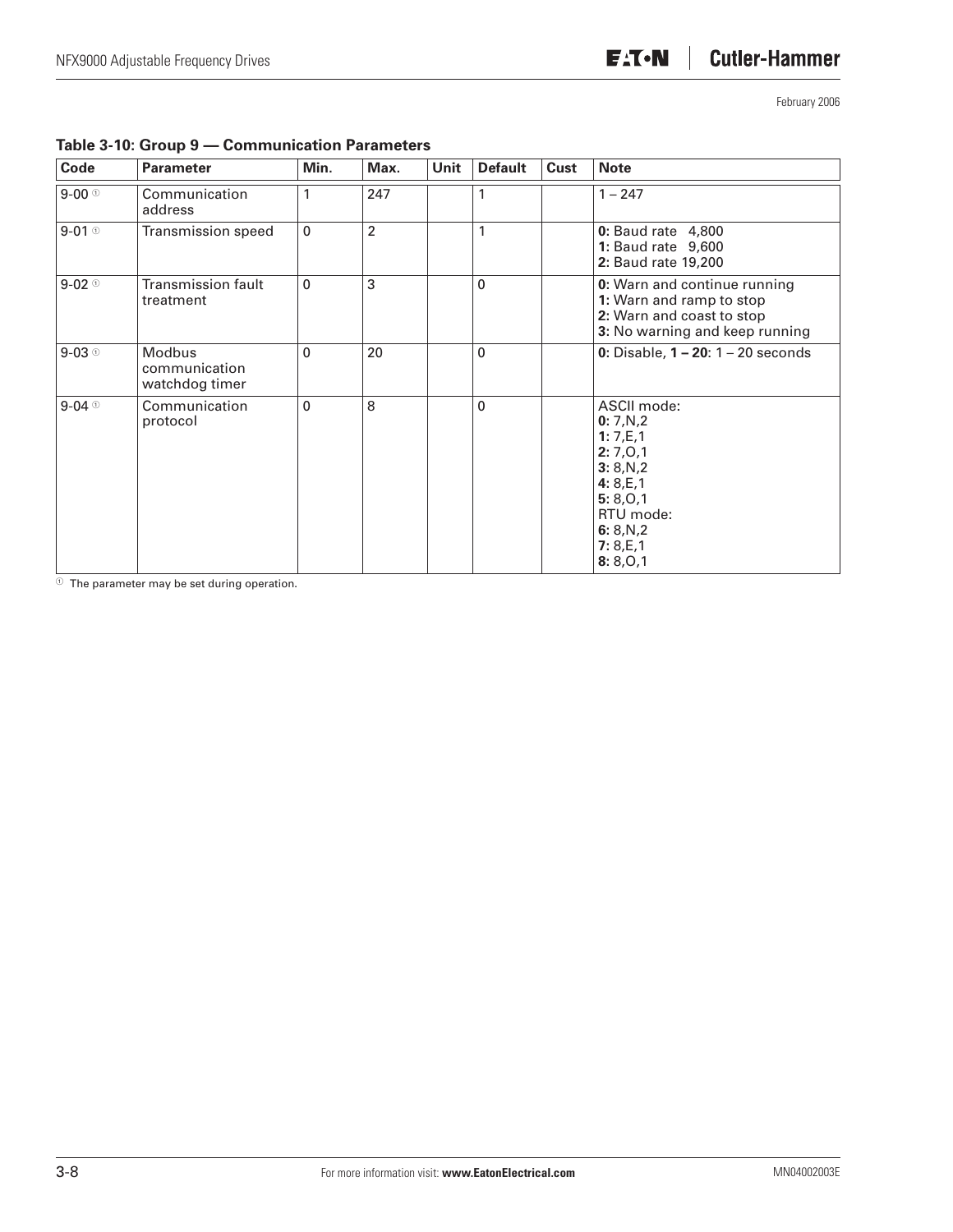**Table 3-10: Group 9 — Communication Parameters**

| Code | Parameter | Min. | Max. | Unit | Default | Cust | Note |
|---|---|---|---|---|---|---|---|
| 9-00 ① | Communication address | 1 | 247 | | 1 | | 1 – 247 |
| 9-01 ① | Transmission speed | 0 | 2 | | 1 | | **0:** Baud rate 4,800<br>**1:** Baud rate 9,600<br>**2:** Baud rate 19,200 |
| 9-02 ① | Transmission fault treatment | 0 | 3 | | 0 | | **0:** Warn and continue running<br>**1:** Warn and ramp to stop<br>**2:** Warn and coast to stop<br>**3:** No warning and keep running |
| 9-03 ① | Modbus communication watchdog timer | 0 | 20 | | 0 | | **0:** Disable, **1 – 20**: 1 – 20 seconds |
| 9-04 ① | Communication protocol | 0 | 8 | | 0 | | ASCII mode:<br>**0:** 7,N,2<br>**1:** 7,E,1<br>**2:** 7,O,1<br>**3:** 8,N,2<br>**4:** 8,E,1<br>**5:** 8,O,1<br>RTU mode:<br>**6:** 8,N,2<br>**7:** 8,E,1<br>**8:** 8,O,1 |

① The parameter may be set during operation.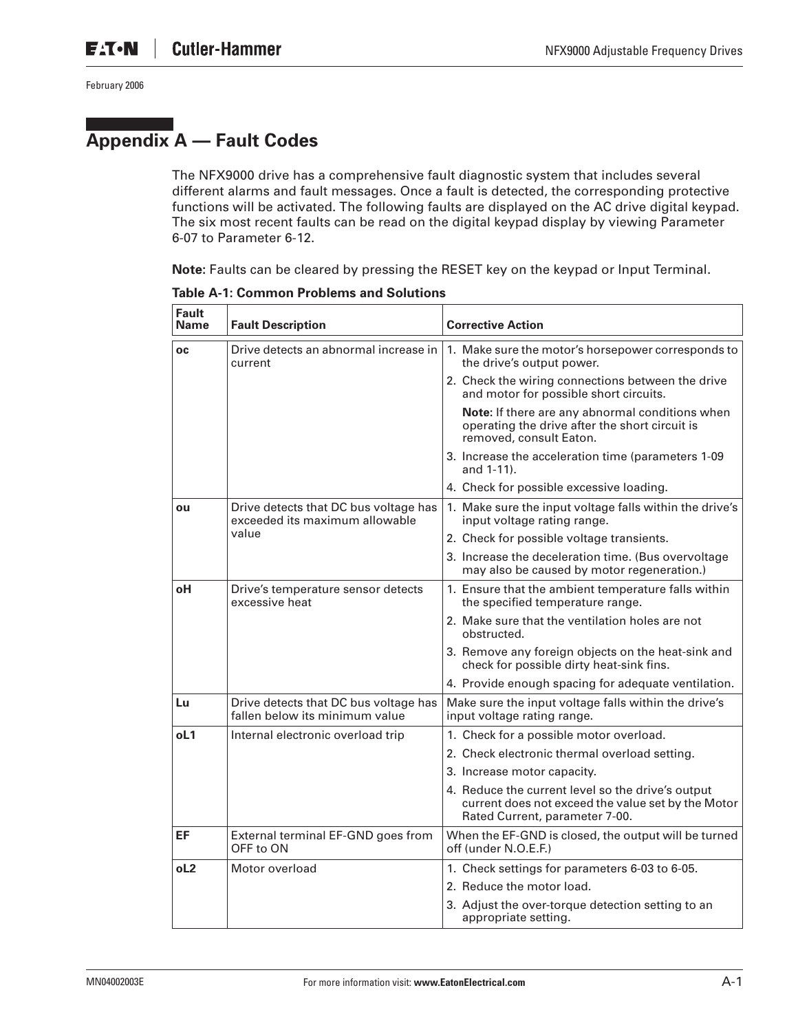# Appendix A — Fault Codes

The NFX9000 drive has a comprehensive fault diagnostic system that includes several different alarms and fault messages. Once a fault is detected, the corresponding protective functions will be activated. The following faults are displayed on the AC drive digital keypad. The six most recent faults can be read on the digital keypad display by viewing Parameter 6-07 to Parameter 6-12.

**Note:** Faults can be cleared by pressing the RESET key on the keypad or Input Terminal.

**Table A-1: Common Problems and Solutions**

| Fault Name | Fault Description | Corrective Action |
|---|---|---|
| **oc** | Drive detects an abnormal increase in current | 1. Make sure the motor's horsepower corresponds to the drive's output power.<br>2. Check the wiring connections between the drive and motor for possible short circuits.<br>**Note:** If there are any abnormal conditions when operating the drive after the short circuit is removed, consult Eaton.<br>3. Increase the acceleration time (parameters 1-09 and 1-11).<br>4. Check for possible excessive loading. |
| **ou** | Drive detects that DC bus voltage has exceeded its maximum allowable value | 1. Make sure the input voltage falls within the drive's input voltage rating range.<br>2. Check for possible voltage transients.<br>3. Increase the deceleration time. (Bus overvoltage may also be caused by motor regeneration.) |
| **oH** | Drive's temperature sensor detects excessive heat | 1. Ensure that the ambient temperature falls within the specified temperature range.<br>2. Make sure that the ventilation holes are not obstructed.<br>3. Remove any foreign objects on the heat-sink and check for possible dirty heat-sink fins.<br>4. Provide enough spacing for adequate ventilation. |
| **Lu** | Drive detects that DC bus voltage has fallen below its minimum value | Make sure the input voltage falls within the drive's input voltage rating range. |
| **oL1** | Internal electronic overload trip | 1. Check for a possible motor overload.<br>2. Check electronic thermal overload setting.<br>3. Increase motor capacity.<br>4. Reduce the current level so the drive's output current does not exceed the value set by the Motor Rated Current, parameter 7-00. |
| **EF** | External terminal EF-GND goes from OFF to ON | When the EF-GND is closed, the output will be turned off (under N.O.E.F.) |
| **oL2** | Motor overload | 1. Check settings for parameters 6-03 to 6-05.<br>2. Reduce the motor load.<br>3. Adjust the over-torque detection setting to an appropriate setting. |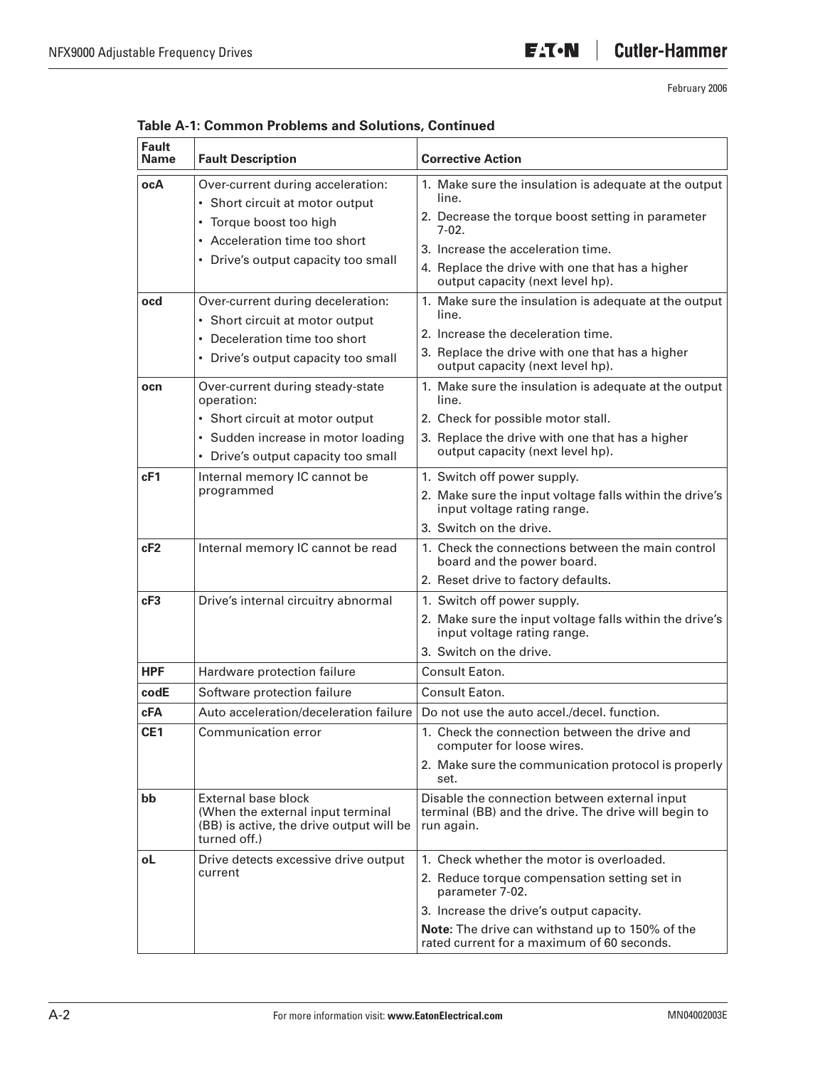**Table A-1: Common Problems and Solutions, Continued**

| Fault Name | Fault Description | Corrective Action |
|---|---|---|
| **ocA** | Over-current during acceleration:<br>• Short circuit at motor output<br>• Torque boost too high<br>• Acceleration time too short<br>• Drive's output capacity too small | 1. Make sure the insulation is adequate at the output line.<br>2. Decrease the torque boost setting in parameter 7-02.<br>3. Increase the acceleration time.<br>4. Replace the drive with one that has a higher output capacity (next level hp). |
| **ocd** | Over-current during deceleration:<br>• Short circuit at motor output<br>• Deceleration time too short<br>• Drive's output capacity too small | 1. Make sure the insulation is adequate at the output line.<br>2. Increase the deceleration time.<br>3. Replace the drive with one that has a higher output capacity (next level hp). |
| **ocn** | Over-current during steady-state operation:<br>• Short circuit at motor output<br>• Sudden increase in motor loading<br>• Drive's output capacity too small | 1. Make sure the insulation is adequate at the output line.<br>2. Check for possible motor stall.<br>3. Replace the drive with one that has a higher output capacity (next level hp). |
| **cF1** | Internal memory IC cannot be programmed | 1. Switch off power supply.<br>2. Make sure the input voltage falls within the drive's input voltage rating range.<br>3. Switch on the drive. |
| **cF2** | Internal memory IC cannot be read | 1. Check the connections between the main control board and the power board.<br>2. Reset drive to factory defaults. |
| **cF3** | Drive's internal circuitry abnormal | 1. Switch off power supply.<br>2. Make sure the input voltage falls within the drive's input voltage rating range.<br>3. Switch on the drive. |
| **HPF** | Hardware protection failure | Consult Eaton. |
| **codE** | Software protection failure | Consult Eaton. |
| **cFA** | Auto acceleration/deceleration failure | Do not use the auto accel./decel. function. |
| **CE1** | Communication error | 1. Check the connection between the drive and computer for loose wires.<br>2. Make sure the communication protocol is properly set. |
| **bb** | External base block (When the external input terminal (BB) is active, the drive output will be turned off.) | Disable the connection between external input terminal (BB) and the drive. The drive will begin to run again. |
| **oL** | Drive detects excessive drive output current | 1. Check whether the motor is overloaded.<br>2. Reduce torque compensation setting set in parameter 7-02.<br>3. Increase the drive's output capacity.<br>**Note**: The drive can withstand up to 150% of the rated current for a maximum of 60 seconds. |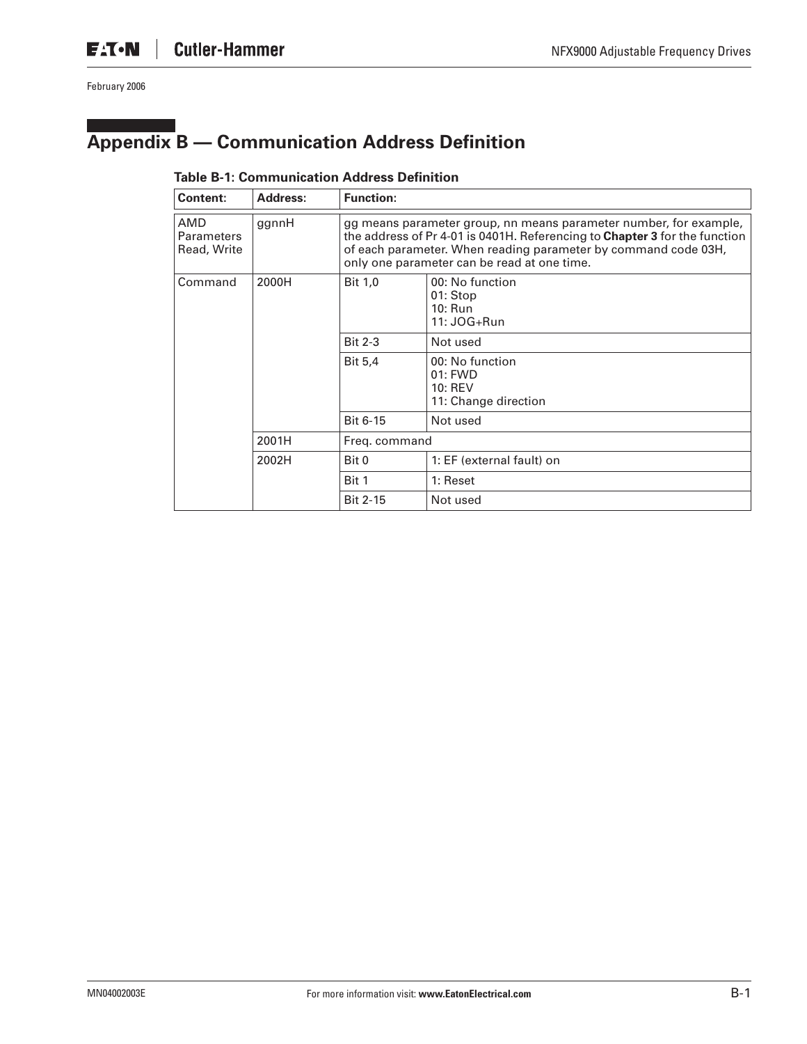# Appendix B — Communication Address Definition

**Table B-1: Communication Address Definition**

| Content: | Address: | Function: | |
|---|---|---|---|
| AMD Parameters Read, Write | ggnnH | gg means parameter group, nn means parameter number, for example, the address of Pr 4-01 is 0401H. Referencing to **Chapter 3** for the function of each parameter. When reading parameter by command code 03H, only one parameter can be read at one time. | |
| Command | 2000H | Bit 1,0 | 00: No function<br>01: Stop<br>10: Run<br>11: JOG+Run |
| | | Bit 2-3 | Not used |
| | | Bit 5,4 | 00: No function<br>01: FWD<br>10: REV<br>11: Change direction |
| | | Bit 6-15 | Not used |
| | 2001H | Freq. command | |
| | 2002H | Bit 0 | 1: EF (external fault) on |
| | | Bit 1 | 1: Reset |
| | | Bit 2-15 | Not used |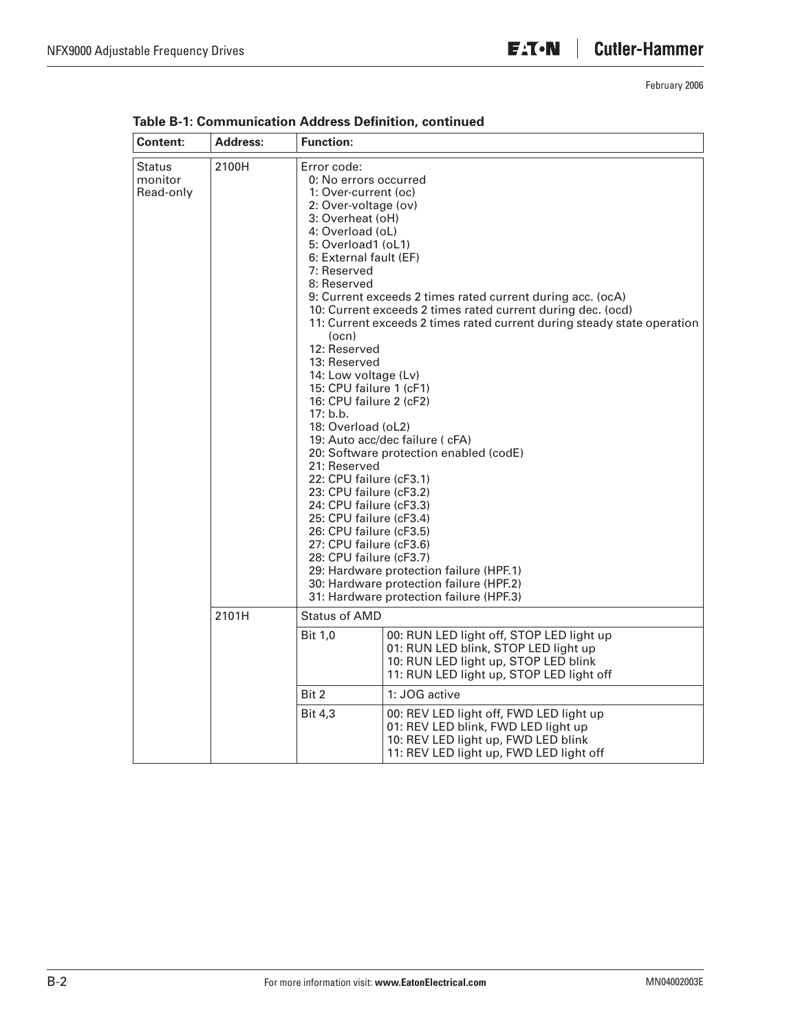**Table B-1: Communication Address Definition, continued**

| Content: | Address: | Function: | |
|---|---|---|---|
| Status monitor Read-only | 2100H | Error code:<br>0: No errors occurred<br>1: Over-current (oc)<br>2: Over-voltage (ov)<br>3: Overheat (oH)<br>4: Overload (oL)<br>5: Overload1 (oL1)<br>6: External fault (EF)<br>7: Reserved<br>8: Reserved<br>9: Current exceeds 2 times rated current during acc. (ocA)<br>10: Current exceeds 2 times rated current during dec. (ocd)<br>11: Current exceeds 2 times rated current during steady state operation (ocn)<br>12: Reserved<br>13: Reserved<br>14: Low voltage (Lv)<br>15: CPU failure 1 (cF1)<br>16: CPU failure 2 (cF2)<br>17: b.b.<br>18: Overload (oL2)<br>19: Auto acc/dec failure ( cFA)<br>20: Software protection enabled (codE)<br>21: Reserved<br>22: CPU failure (cF3.1)<br>23: CPU failure (cF3.2)<br>24: CPU failure (cF3.3)<br>25: CPU failure (cF3.4)<br>26: CPU failure (cF3.5)<br>27: CPU failure (cF3.6)<br>28: CPU failure (cF3.7)<br>29: Hardware protection failure (HPF.1)<br>30: Hardware protection failure (HPF.2)<br>31: Hardware protection failure (HPF.3) | |
| | 2101H | Status of AMD | |
| | | Bit 1,0 | 00: RUN LED light off, STOP LED light up<br>01: RUN LED blink, STOP LED light up<br>10: RUN LED light up, STOP LED blink<br>11: RUN LED light up, STOP LED light off |
| | | Bit 2 | 1: JOG active |
| | | Bit 4,3 | 00: REV LED light off, FWD LED light up<br>01: REV LED blink, FWD LED light up<br>10: REV LED light up, FWD LED blink<br>11: REV LED light up, FWD LED light off |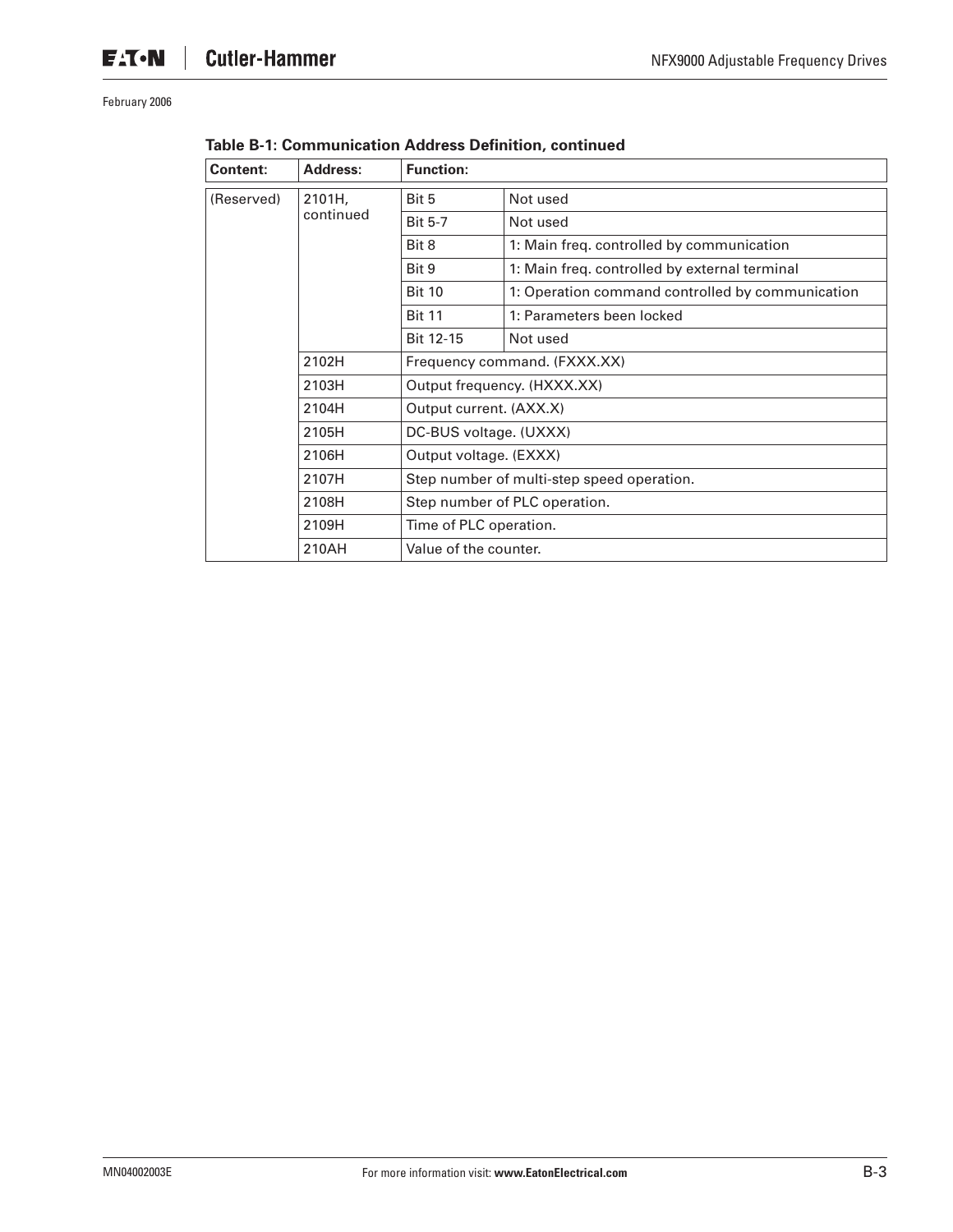**Table B-1: Communication Address Definition, continued**

| Content: | Address: | Function: | |
|---|---|---|---|
| (Reserved) | 2101H, continued | Bit 5 | Not used |
| | | Bit 5-7 | Not used |
| | | Bit 8 | 1: Main freq. controlled by communication |
| | | Bit 9 | 1: Main freq. controlled by external terminal |
| | | Bit 10 | 1: Operation command controlled by communication |
| | | Bit 11 | 1: Parameters been locked |
| | | Bit 12-15 | Not used |
| | 2102H | Frequency command. (FXXX.XX) | |
| | 2103H | Output frequency. (HXXX.XX) | |
| | 2104H | Output current. (AXX.X) | |
| | 2105H | DC-BUS voltage. (UXXX) | |
| | 2106H | Output voltage. (EXXX) | |
| | 2107H | Step number of multi-step speed operation. | |
| | 2108H | Step number of PLC operation. | |
| | 2109H | Time of PLC operation. | |
| | 210AH | Value of the counter. | |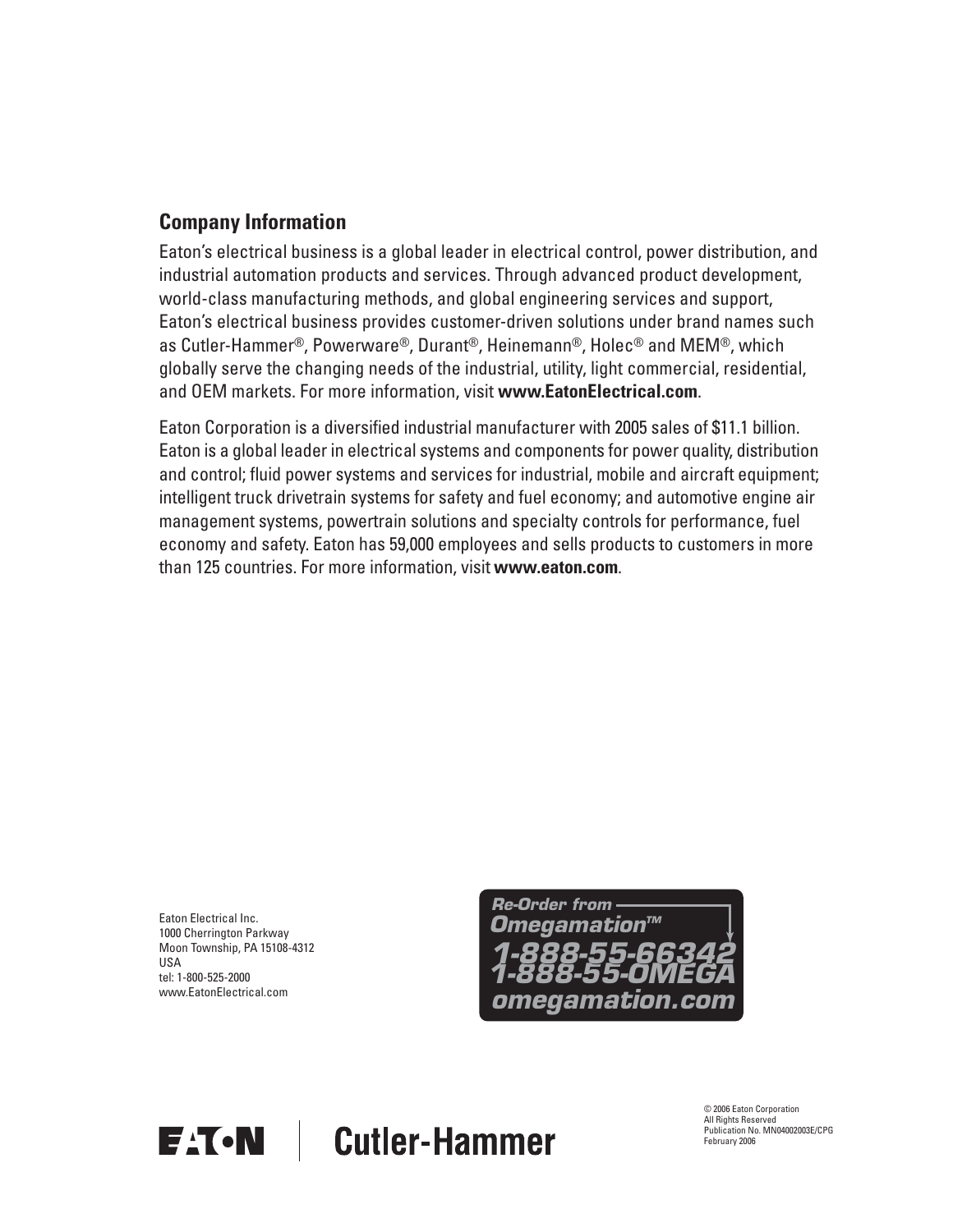## Company Information

Eaton's electrical business is a global leader in electrical control, power distribution, and industrial automation products and services. Through advanced product development, world-class manufacturing methods, and global engineering services and support, Eaton's electrical business provides customer-driven solutions under brand names such as Cutler-Hammer®, Powerware®, Durant®, Heinemann®, Holec® and MEM®, which globally serve the changing needs of the industrial, utility, light commercial, residential, and OEM markets. For more information, visit **www.EatonElectrical.com**.

Eaton Corporation is a diversified industrial manufacturer with 2005 sales of $11.1 billion. Eaton is a global leader in electrical systems and components for power quality, distribution and control; fluid power systems and services for industrial, mobile and aircraft equipment; intelligent truck drivetrain systems for safety and fuel economy; and automotive engine air management systems, powertrain solutions and specialty controls for performance, fuel economy and safety. Eaton has 59,000 employees and sells products to customers in more than 125 countries. For more information, visit **www.eaton.com**.

Eaton Electrical Inc.
1000 Cherrington Parkway
Moon Township, PA 15108-4312
USA
tel: 1-800-525-2000
www.EatonElectrical.com

**Re-Order from Omegamation™**
**1-888-55-66342**
**1-888-55-OMEGA**
**omegamation.com**

EATON | Cutler-Hammer

© 2006 Eaton Corporation
All Rights Reserved
Publication No. MN04002003E/CPG
February 2006